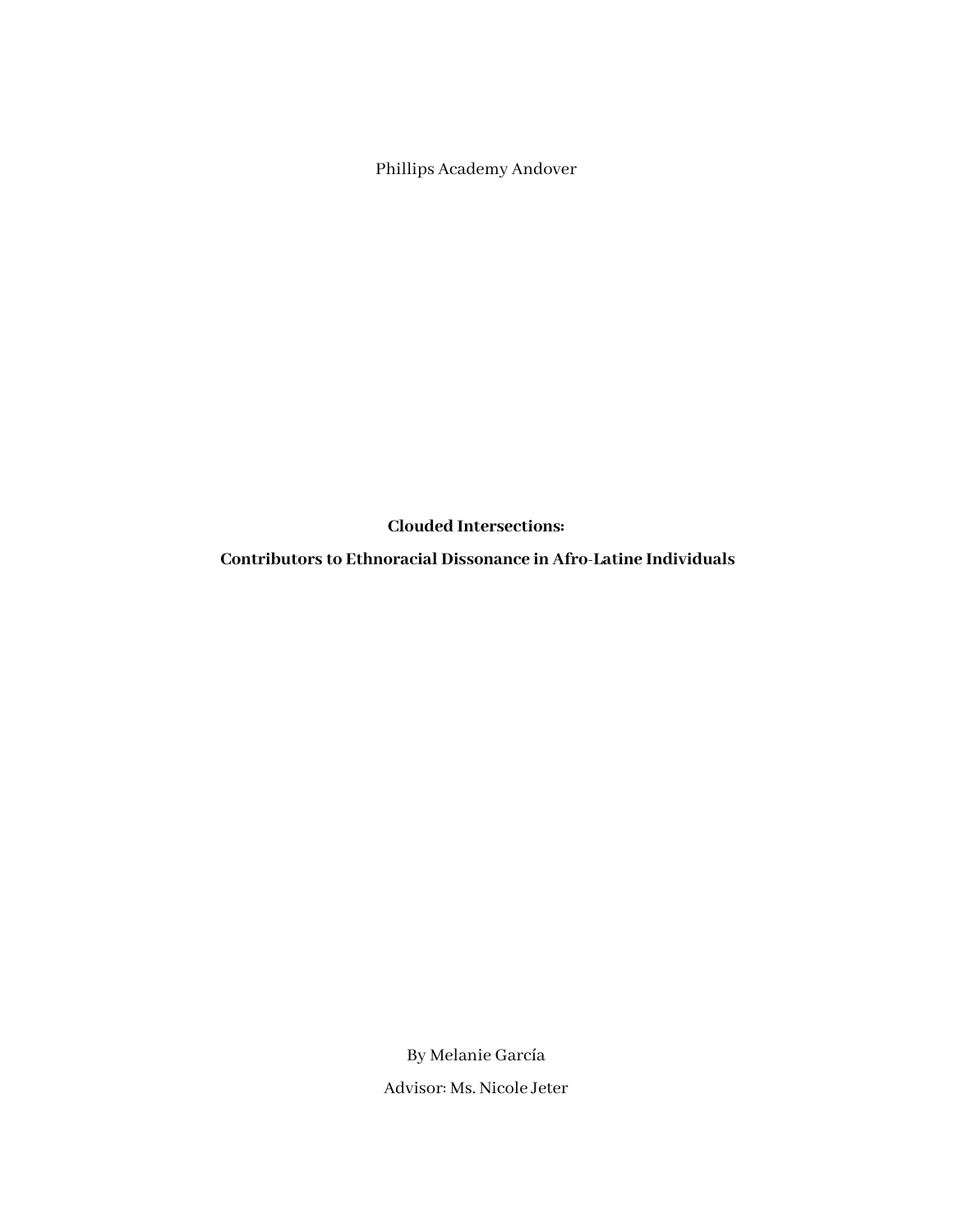Phillips Academy Andover

# Clouded Intersections:

# Contributors to Ethnoracial Dissonance in Afro-Latine Individuals

By Melanie García

Advisor: Ms. Nicole Jeter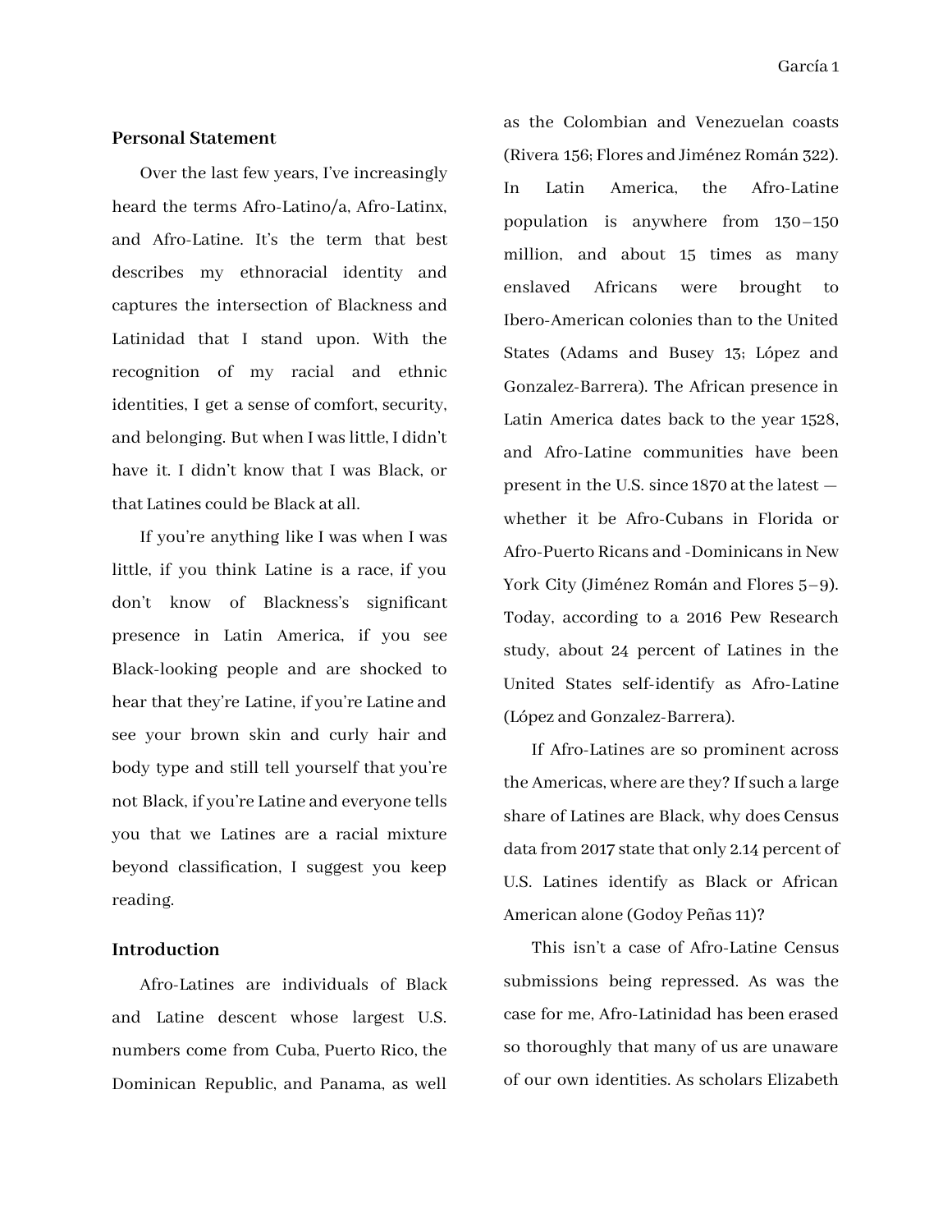**Personal Statement**

Over the last few years, I've increasingly heard the terms Afro-Latino/a, Afro-Latinx, and Afro-Latine. It's the term that best describes my ethnoracial identity and captures the intersection of Blackness and Latinidad that I stand upon. With the recognition of my racial and ethnic identities, I get a sense of comfort, security, and belonging. But when I was little, I didn't have it. I didn't know that I was Black, or that Latines could be Black at all.

If you're anything like I was when I was little, if you think Latine is a race, if you don't know of Blackness's significant presence in Latin America, if you see Black-looking people and are shocked to hear that they're Latine, if you're Latine and see your brown skin and curly hair and body type and still tell yourself that you're not Black, if you're Latine and everyone tells you that we Latines are a racial mixture beyond classification, I suggest you keep reading.

**Introduction**

Afro-Latines are individuals of Black and Latine descent whose largest U.S. numbers come from Cuba, Puerto Rico, the Dominican Republic, and Panama, as well as the Colombian and Venezuelan coasts (Rivera 156; Flores and Jiménez Román 322). In Latin America, the Afro-Latine population is anywhere from 130–150 million, and about 15 times as many enslaved Africans were brought to Ibero-American colonies than to the United States (Adams and Busey 13; López and Gonzalez-Barrera). The African presence in Latin America dates back to the year 1528, and Afro-Latine communities have been present in the U.S. since 1870 at the latest — whether it be Afro-Cubans in Florida or Afro-Puerto Ricans and -Dominicans in New York City (Jiménez Román and Flores 5–9). Today, according to a 2016 Pew Research study, about 24 percent of Latines in the United States self-identify as Afro-Latine (López and Gonzalez-Barrera).

If Afro-Latines are so prominent across the Americas, where are they? If such a large share of Latines are Black, why does Census data from 2017 state that only 2.14 percent of U.S. Latines identify as Black or African American alone (Godoy Peñas 11)?

This isn't a case of Afro-Latine Census submissions being repressed. As was the case for me, Afro-Latinidad has been erased so thoroughly that many of us are unaware of our own identities. As scholars Elizabeth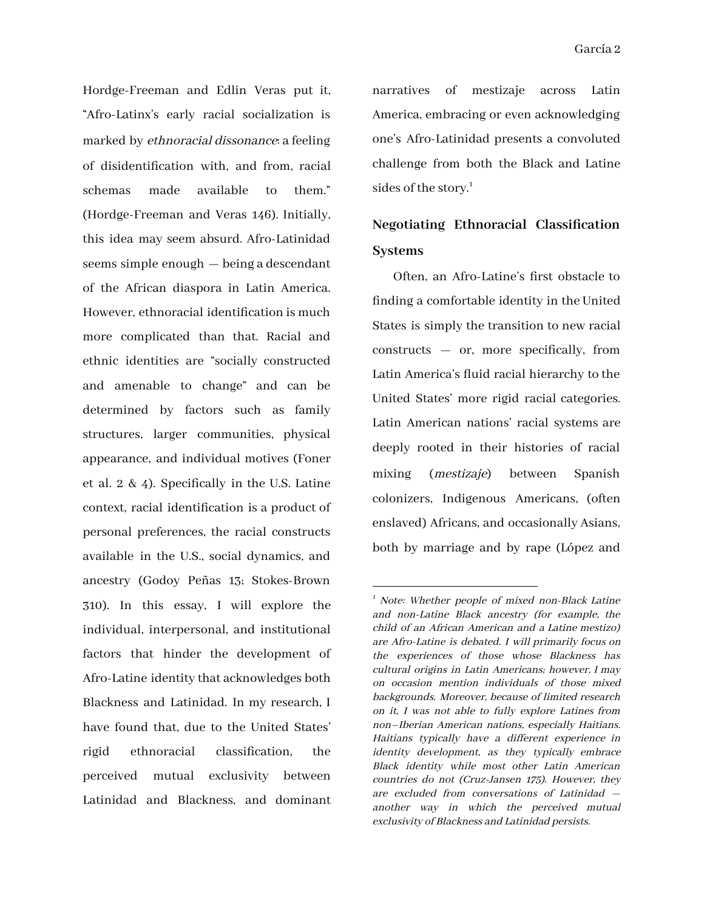Hordge-Freeman and Edlin Veras put it, "Afro-Latinx's early racial socialization is marked by *ethnoracial dissonance*: a feeling of disidentification with, and from, racial schemas made available to them." (Hordge-Freeman and Veras 146). Initially, this idea may seem absurd. Afro-Latinidad seems simple enough — being a descendant of the African diaspora in Latin America. However, ethnoracial identification is much more complicated than that. Racial and ethnic identities are "socially constructed and amenable to change" and can be determined by factors such as family structures, larger communities, physical appearance, and individual motives (Foner et al. 2 & 4). Specifically in the U.S. Latine context, racial identification is a product of personal preferences, the racial constructs available in the U.S., social dynamics, and ancestry (Godoy Peñas 13; Stokes-Brown 310). In this essay, I will explore the individual, interpersonal, and institutional factors that hinder the development of Afro-Latine identity that acknowledges both Blackness and Latinidad. In my research, I have found that, due to the United States' rigid ethnoracial classification, the perceived mutual exclusivity between Latinidad and Blackness, and dominant narratives of mestizaje across Latin America, embracing or even acknowledging one's Afro-Latinidad presents a convoluted challenge from both the Black and Latine sides of the story.[1]

## Negotiating Ethnoracial Classification Systems

Often, an Afro-Latine's first obstacle to finding a comfortable identity in the United States is simply the transition to new racial constructs — or, more specifically, from Latin America's fluid racial hierarchy to the United States' more rigid racial categories. Latin American nations' racial systems are deeply rooted in their histories of racial mixing (*mestizaje*) between Spanish colonizers, Indigenous Americans, (often enslaved) Africans, and occasionally Asians, both by marriage and by rape (López and

---

[1] *Note: Whether people of mixed non-Black Latine and non-Latine Black ancestry (for example, the child of an African American and a Latine mestizo) are Afro-Latine is debated. I will primarily focus on the experiences of those whose Blackness has cultural origins in Latin Americans; however, I may on occasion mention individuals of those mixed backgrounds. Moreover, because of limited research on it, I was not able to fully explore Latines from non–Iberian American nations, especially Haitians. Haitians typically have a different experience in identity development, as they typically embrace Black identity while most other Latin American countries do not (Cruz-Jansen 175). However, they are excluded from conversations of Latinidad — another way in which the perceived mutual exclusivity of Blackness and Latinidad persists.*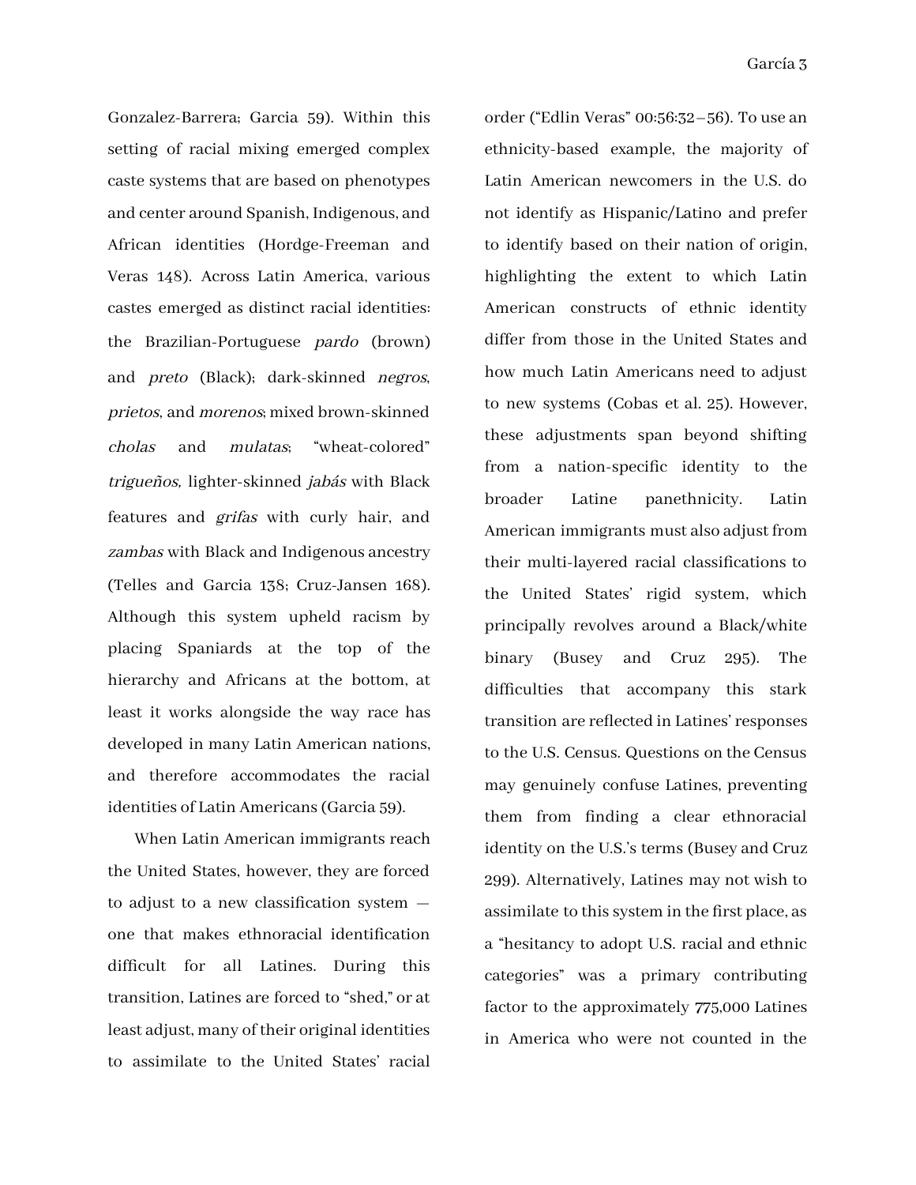Gonzalez-Barrera; Garcia 59). Within this setting of racial mixing emerged complex caste systems that are based on phenotypes and center around Spanish, Indigenous, and African identities (Hordge-Freeman and Veras 148). Across Latin America, various castes emerged as distinct racial identities: the Brazilian-Portuguese *pardo* (brown) and *preto* (Black); dark-skinned *negros*, *prietos*, and *morenos*; mixed brown-skinned *cholas* and *mulatas*; "wheat-colored" *trigueños,* lighter-skinned *jabás* with Black features and *grifas* with curly hair, and *zambas* with Black and Indigenous ancestry (Telles and Garcia 138; Cruz-Jansen 168). Although this system upheld racism by placing Spaniards at the top of the hierarchy and Africans at the bottom, at least it works alongside the way race has developed in many Latin American nations, and therefore accommodates the racial identities of Latin Americans (Garcia 59).

When Latin American immigrants reach the United States, however, they are forced to adjust to a new classification system — one that makes ethnoracial identification difficult for all Latines. During this transition, Latines are forced to "shed," or at least adjust, many of their original identities to assimilate to the United States' racial order ("Edlin Veras" 00:56:32–56). To use an ethnicity-based example, the majority of Latin American newcomers in the U.S. do not identify as Hispanic/Latino and prefer to identify based on their nation of origin, highlighting the extent to which Latin American constructs of ethnic identity differ from those in the United States and how much Latin Americans need to adjust to new systems (Cobas et al. 25). However, these adjustments span beyond shifting from a nation-specific identity to the broader Latine panethnicity. Latin American immigrants must also adjust from their multi-layered racial classifications to the United States' rigid system, which principally revolves around a Black/white binary (Busey and Cruz 295). The difficulties that accompany this stark transition are reflected in Latines' responses to the U.S. Census. Questions on the Census may genuinely confuse Latines, preventing them from finding a clear ethnoracial identity on the U.S.'s terms (Busey and Cruz 299). Alternatively, Latines may not wish to assimilate to this system in the first place, as a "hesitancy to adopt U.S. racial and ethnic categories" was a primary contributing factor to the approximately 775,000 Latines in America who were not counted in the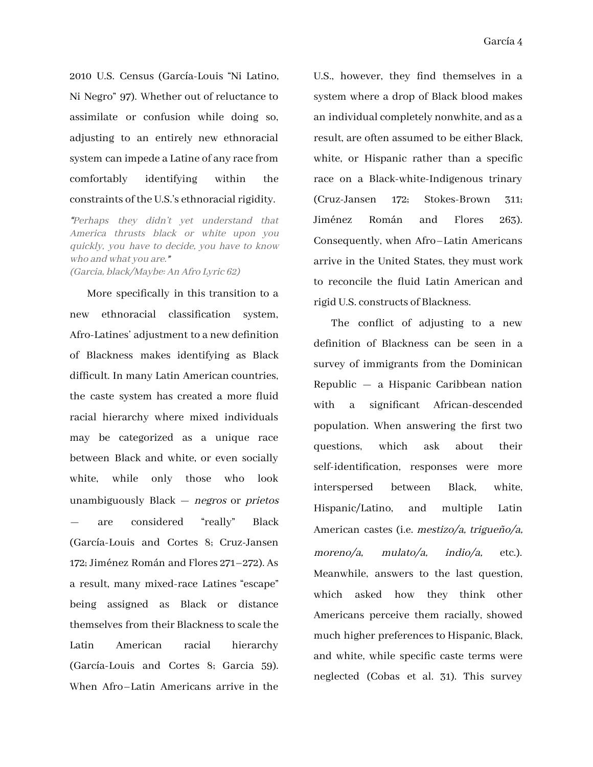2010 U.S. Census (García-Louis "Ni Latino, Ni Negro" 97). Whether out of reluctance to assimilate or confusion while doing so, adjusting to an entirely new ethnoracial system can impede a Latine of any race from comfortably identifying within the constraints of the U.S.'s ethnoracial rigidity.

> *"Perhaps they didn't yet understand that America thrusts black or white upon you quickly, you have to decide, you have to know who and what you are."*
> *(Garcia, black/Maybe: An Afro Lyric 62)*

More specifically in this transition to a new ethnoracial classification system, Afro-Latines' adjustment to a new definition of Blackness makes identifying as Black difficult. In many Latin American countries, the caste system has created a more fluid racial hierarchy where mixed individuals may be categorized as a unique race between Black and white, or even socially white, while only those who look unambiguously Black — *negros* or *prietos* — are considered "really" Black (García-Louis and Cortes 8; Cruz-Jansen 172; Jiménez Román and Flores 271–272). As a result, many mixed-race Latines "escape" being assigned as Black or distance themselves from their Blackness to scale the Latin American racial hierarchy (García-Louis and Cortes 8; Garcia 59). When Afro–Latin Americans arrive in the U.S., however, they find themselves in a system where a drop of Black blood makes an individual completely nonwhite, and as a result, are often assumed to be either Black, white, or Hispanic rather than a specific race on a Black-white-Indigenous trinary (Cruz-Jansen 172; Stokes-Brown 311; Jiménez Román and Flores 263). Consequently, when Afro–Latin Americans arrive in the United States, they must work to reconcile the fluid Latin American and rigid U.S. constructs of Blackness.

The conflict of adjusting to a new definition of Blackness can be seen in a survey of immigrants from the Dominican Republic — a Hispanic Caribbean nation with a significant African-descended population. When answering the first two questions, which ask about their self-identification, responses were more interspersed between Black, white, Hispanic/Latino, and multiple Latin American castes (i.e. *mestizo/a, trigueño/a, moreno/a, mulato/a, indio/a,* etc.). Meanwhile, answers to the last question, which asked how they think other Americans perceive them racially, showed much higher preferences to Hispanic, Black, and white, while specific caste terms were neglected (Cobas et al. 31). This survey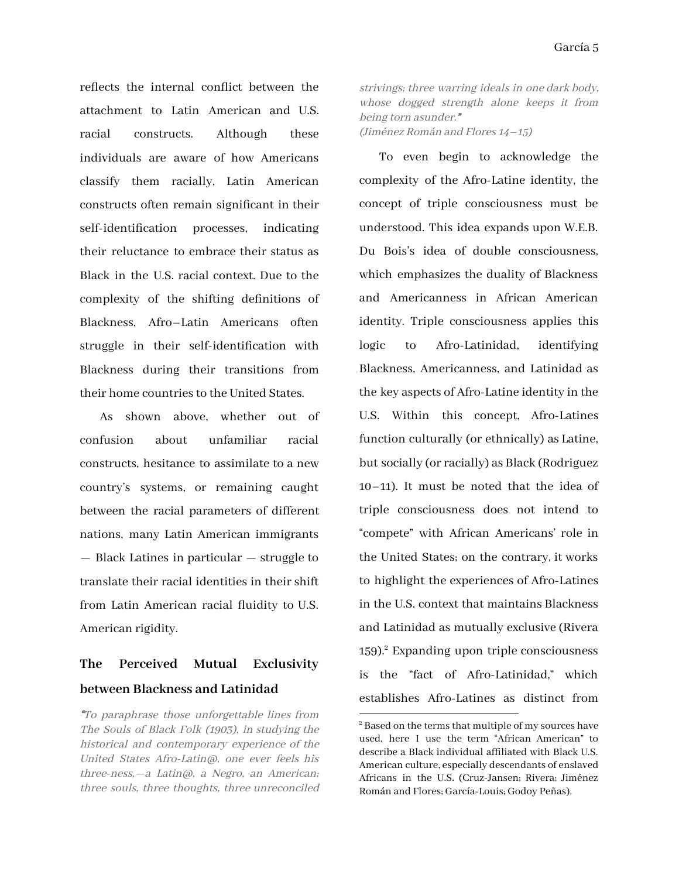reflects the internal conflict between the attachment to Latin American and U.S. racial constructs. Although these individuals are aware of how Americans classify them racially, Latin American constructs often remain significant in their self-identification processes, indicating their reluctance to embrace their status as Black in the U.S. racial context. Due to the complexity of the shifting definitions of Blackness, Afro–Latin Americans often struggle in their self-identification with Blackness during their transitions from their home countries to the United States.

As shown above, whether out of confusion about unfamiliar racial constructs, hesitance to assimilate to a new country's systems, or remaining caught between the racial parameters of different nations, many Latin American immigrants — Black Latines in particular — struggle to translate their racial identities in their shift from Latin American racial fluidity to U.S. American rigidity.

## The Perceived Mutual Exclusivity between Blackness and Latinidad

> *"To paraphrase those unforgettable lines from The Souls of Black Folk (1903), in studying the historical and contemporary experience of the United States Afro-Latin@, one ever feels his three-ness,—a Latin@, a Negro, an American; three souls, three thoughts, three unreconciled strivings; three warring ideals in one dark body, whose dogged strength alone keeps it from being torn asunder."*
> *(Jiménez Román and Flores 14–15)*

To even begin to acknowledge the complexity of the Afro-Latine identity, the concept of triple consciousness must be understood. This idea expands upon W.E.B. Du Bois's idea of double consciousness, which emphasizes the duality of Blackness and Americanness in African American identity. Triple consciousness applies this logic to Afro-Latinidad, identifying Blackness, Americanness, and Latinidad as the key aspects of Afro-Latine identity in the U.S. Within this concept, Afro-Latines function culturally (or ethnically) as Latine, but socially (or racially) as Black (Rodriguez 10–11). It must be noted that the idea of triple consciousness does not intend to "compete" with African Americans' role in the United States; on the contrary, it works to highlight the experiences of Afro-Latines in the U.S. context that maintains Blackness and Latinidad as mutually exclusive (Rivera 159).[2] Expanding upon triple consciousness is the "fact of Afro-Latinidad," which establishes Afro-Latines as distinct from

---

[2] Based on the terms that multiple of my sources have used, here I use the term "African American" to describe a Black individual affiliated with Black U.S. American culture, especially descendants of enslaved Africans in the U.S. (Cruz-Jansen; Rivera; Jiménez Román and Flores; García-Louis; Godoy Peñas).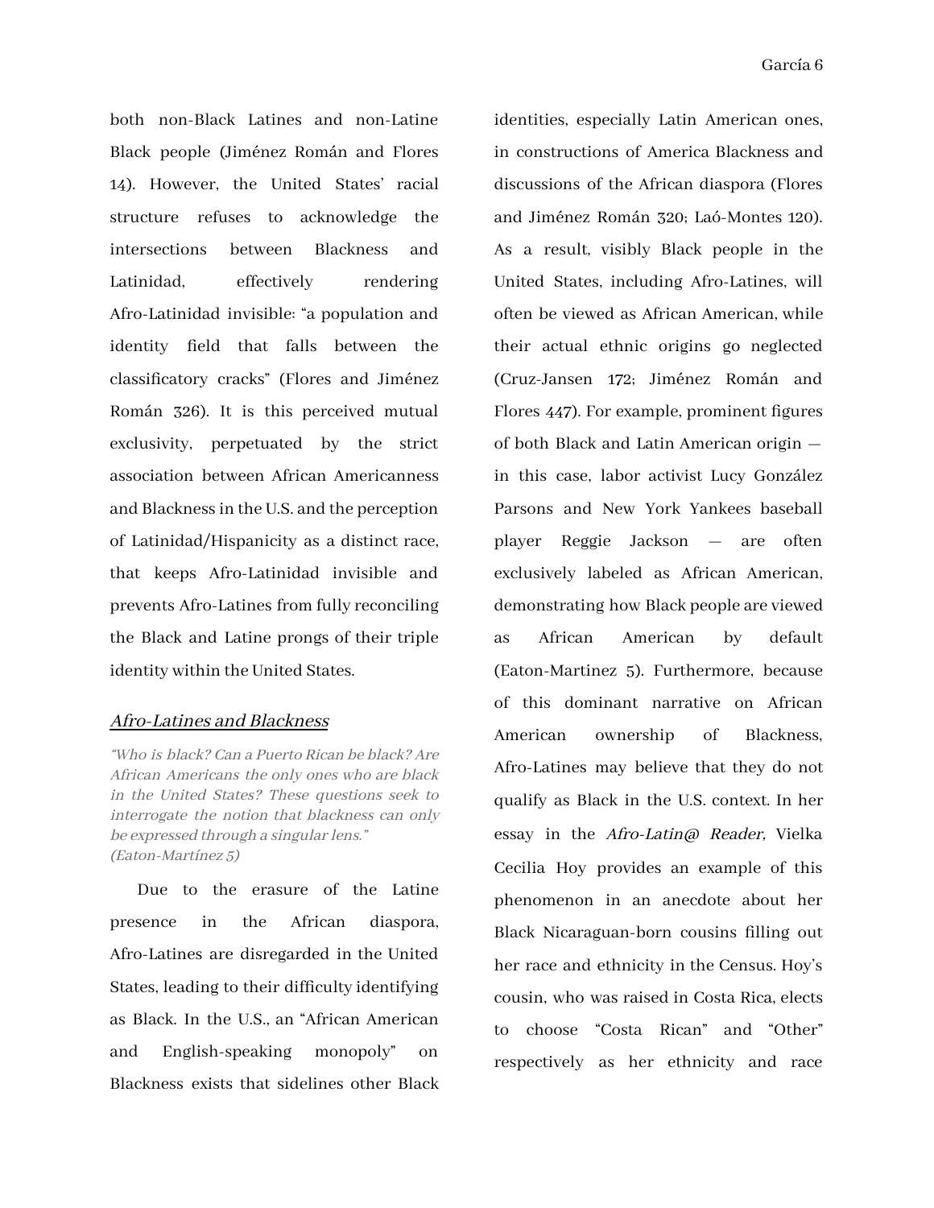both non-Black Latines and non-Latine Black people (Jiménez Román and Flores 14). However, the United States' racial structure refuses to acknowledge the intersections between Blackness and Latinidad, effectively rendering Afro-Latinidad invisible: "a population and identity field that falls between the classificatory cracks" (Flores and Jiménez Román 326). It is this perceived mutual exclusivity, perpetuated by the strict association between African Americanness and Blackness in the U.S. and the perception of Latinidad/Hispanicity as a distinct race, that keeps Afro-Latinidad invisible and prevents Afro-Latines from fully reconciling the Black and Latine prongs of their triple identity within the United States.

### *Afro-Latines and Blackness*

*"Who is black? Can a Puerto Rican be black? Are African Americans the only ones who are black in the United States? These questions seek to interrogate the notion that blackness can only be expressed through a singular lens." (Eaton-Martínez 5)*

Due to the erasure of the Latine presence in the African diaspora, Afro-Latines are disregarded in the United States, leading to their difficulty identifying as Black. In the U.S., an "African American and English-speaking monopoly" on Blackness exists that sidelines other Black identities, especially Latin American ones, in constructions of America Blackness and discussions of the African diaspora (Flores and Jiménez Román 320; Laó-Montes 120). As a result, visibly Black people in the United States, including Afro-Latines, will often be viewed as African American, while their actual ethnic origins go neglected (Cruz-Jansen 172; Jiménez Román and Flores 447). For example, prominent figures of both Black and Latin American origin — in this case, labor activist Lucy González Parsons and New York Yankees baseball player Reggie Jackson — are often exclusively labeled as African American, demonstrating how Black people are viewed as African American by default (Eaton-Martinez 5). Furthermore, because of this dominant narrative on African American ownership of Blackness, Afro-Latines may believe that they do not qualify as Black in the U.S. context. In her essay in the *Afro-Latin@ Reader,* Vielka Cecilia Hoy provides an example of this phenomenon in an anecdote about her Black Nicaraguan-born cousins filling out her race and ethnicity in the Census. Hoy's cousin, who was raised in Costa Rica, elects to choose "Costa Rican" and "Other" respectively as her ethnicity and race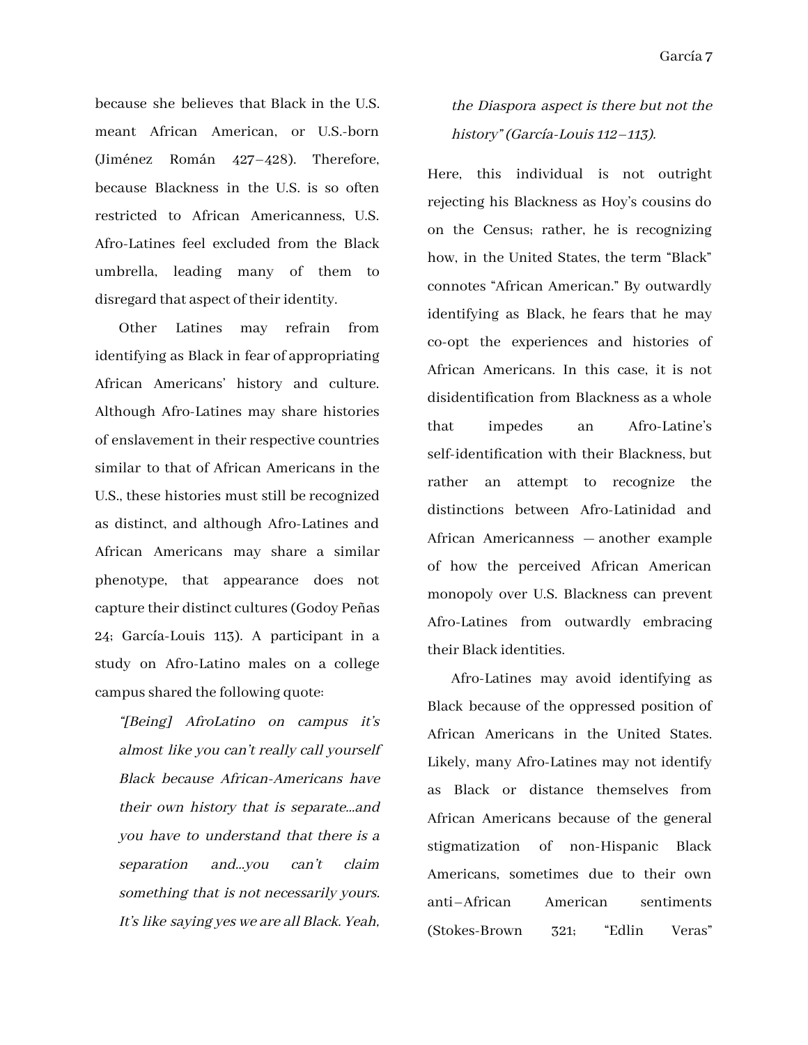because she believes that Black in the U.S. meant African American, or U.S.-born (Jiménez Román 427–428). Therefore, because Blackness in the U.S. is so often restricted to African Americanness, U.S. Afro-Latines feel excluded from the Black umbrella, leading many of them to disregard that aspect of their identity.

Other Latines may refrain from identifying as Black in fear of appropriating African Americans' history and culture. Although Afro-Latines may share histories of enslavement in their respective countries similar to that of African Americans in the U.S., these histories must still be recognized as distinct, and although Afro-Latines and African Americans may share a similar phenotype, that appearance does not capture their distinct cultures (Godoy Peñas 24; García-Louis 113). A participant in a study on Afro-Latino males on a college campus shared the following quote:

> *"[Being] AfroLatino on campus it's almost like you can't really call yourself Black because African-Americans have their own history that is separate...and you have to understand that there is a separation and...you can't claim something that is not necessarily yours. It's like saying yes we are all Black. Yeah, the Diaspora aspect is there but not the history" (García-Louis 112–113).*

Here, this individual is not outright rejecting his Blackness as Hoy's cousins do on the Census; rather, he is recognizing how, in the United States, the term "Black" connotes "African American." By outwardly identifying as Black, he fears that he may co-opt the experiences and histories of African Americans. In this case, it is not disidentification from Blackness as a whole that impedes an Afro-Latine's self-identification with their Blackness, but rather an attempt to recognize the distinctions between Afro-Latinidad and African Americanness — another example of how the perceived African American monopoly over U.S. Blackness can prevent Afro-Latines from outwardly embracing their Black identities.

Afro-Latines may avoid identifying as Black because of the oppressed position of African Americans in the United States. Likely, many Afro-Latines may not identify as Black or distance themselves from African Americans because of the general stigmatization of non-Hispanic Black Americans, sometimes due to their own anti–African American sentiments (Stokes-Brown 321; "Edlin Veras"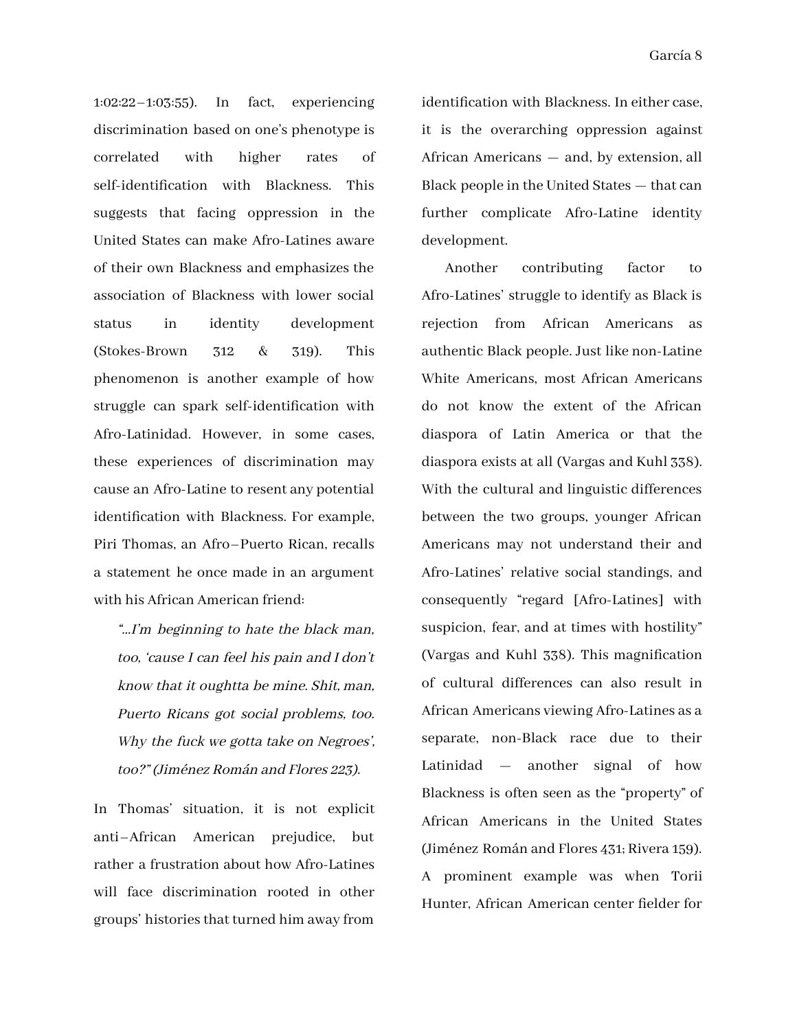1:02:22–1:03:55). In fact, experiencing discrimination based on one's phenotype is correlated with higher rates of self-identification with Blackness. This suggests that facing oppression in the United States can make Afro-Latines aware of their own Blackness and emphasizes the association of Blackness with lower social status in identity development (Stokes-Brown 312 & 319). This phenomenon is another example of how struggle can spark self-identification with Afro-Latinidad. However, in some cases, these experiences of discrimination may cause an Afro-Latine to resent any potential identification with Blackness. For example, Piri Thomas, an Afro–Puerto Rican, recalls a statement he once made in an argument with his African American friend:

> *"...I'm beginning to hate the black man, too, 'cause I can feel his pain and I don't know that it oughtta be mine. Shit, man, Puerto Ricans got social problems, too. Why the fuck we gotta take on Negroes', too?" (Jiménez Román and Flores 223).*

In Thomas' situation, it is not explicit anti–African American prejudice, but rather a frustration about how Afro-Latines will face discrimination rooted in other groups' histories that turned him away from identification with Blackness. In either case, it is the overarching oppression against African Americans — and, by extension, all Black people in the United States — that can further complicate Afro-Latine identity development.

Another contributing factor to Afro-Latines' struggle to identify as Black is rejection from African Americans as authentic Black people. Just like non-Latine White Americans, most African Americans do not know the extent of the African diaspora of Latin America or that the diaspora exists at all (Vargas and Kuhl 338). With the cultural and linguistic differences between the two groups, younger African Americans may not understand their and Afro-Latines' relative social standings, and consequently "regard [Afro-Latines] with suspicion, fear, and at times with hostility" (Vargas and Kuhl 338). This magnification of cultural differences can also result in African Americans viewing Afro-Latines as a separate, non-Black race due to their Latinidad — another signal of how Blackness is often seen as the "property" of African Americans in the United States (Jiménez Román and Flores 431; Rivera 159). A prominent example was when Torii Hunter, African American center fielder for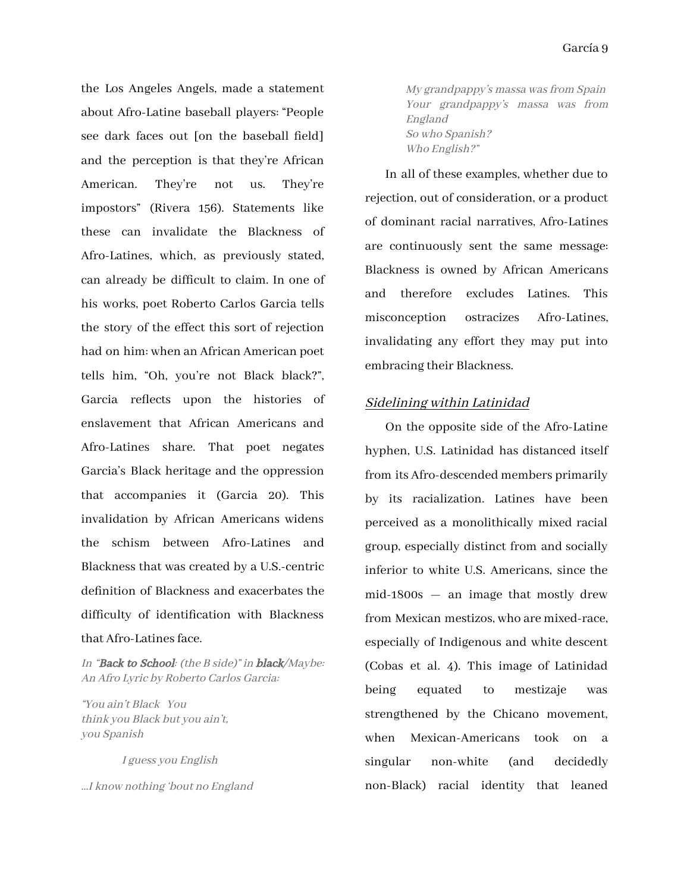the Los Angeles Angels, made a statement about Afro-Latine baseball players: "People see dark faces out [on the baseball field] and the perception is that they're African American. They're not us. They're impostors" (Rivera 156). Statements like these can invalidate the Blackness of Afro-Latines, which, as previously stated, can already be difficult to claim. In one of his works, poet Roberto Carlos Garcia tells the story of the effect this sort of rejection had on him: when an African American poet tells him, "Oh, you're not Black black?", Garcia reflects upon the histories of enslavement that African Americans and Afro-Latines share. That poet negates Garcia's Black heritage and the oppression that accompanies it (Garcia 20). This invalidation by African Americans widens the schism between Afro-Latines and Blackness that was created by a U.S.-centric definition of Blackness and exacerbates the difficulty of identification with Blackness that Afro-Latines face.

*In "**Back to School**: (the B side)" in **black**/Maybe: An Afro Lyric by Roberto Carlos Garcia:*

*"You ain't Black You*
*think you Black but you ain't,*
*you Spanish*

*I guess you English*

*...I know nothing 'bout no England*

*My grandpappy's massa was from Spain*
*Your grandpappy's massa was from England*
*So who Spanish?*
*Who English?"*

In all of these examples, whether due to rejection, out of consideration, or a product of dominant racial narratives, Afro-Latines are continuously sent the same message: Blackness is owned by African Americans and therefore excludes Latines. This misconception ostracizes Afro-Latines, invalidating any effort they may put into embracing their Blackness.

## *Sidelining within Latinidad*

On the opposite side of the Afro-Latine hyphen, U.S. Latinidad has distanced itself from its Afro-descended members primarily by its racialization. Latines have been perceived as a monolithically mixed racial group, especially distinct from and socially inferior to white U.S. Americans, since the mid-1800s — an image that mostly drew from Mexican mestizos, who are mixed-race, especially of Indigenous and white descent (Cobas et al. 4). This image of Latinidad being equated to mestizaje was strengthened by the Chicano movement, when Mexican-Americans took on a singular non-white (and decidedly non-Black) racial identity that leaned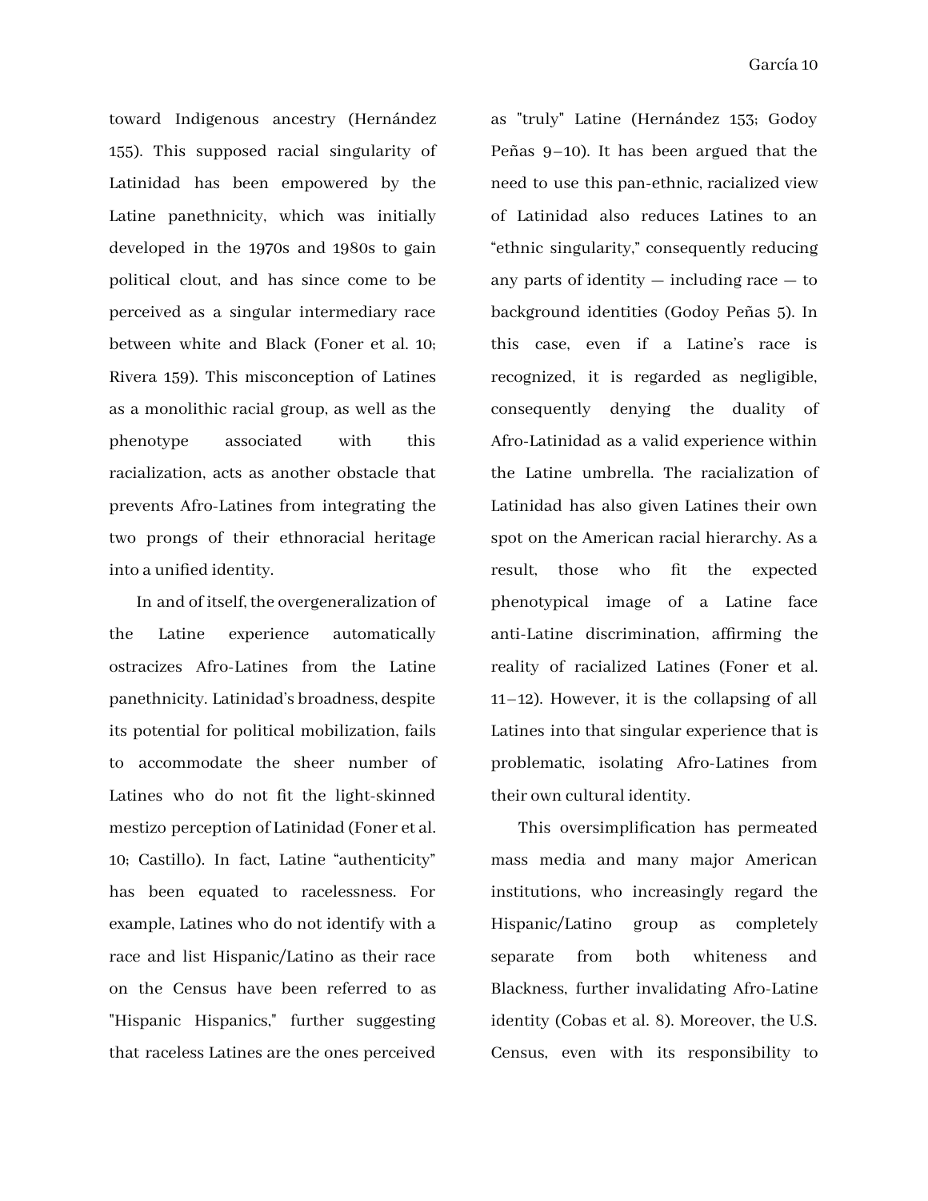toward Indigenous ancestry (Hernández 155). This supposed racial singularity of Latinidad has been empowered by the Latine panethnicity, which was initially developed in the 1970s and 1980s to gain political clout, and has since come to be perceived as a singular intermediary race between white and Black (Foner et al. 10; Rivera 159). This misconception of Latines as a monolithic racial group, as well as the phenotype associated with this racialization, acts as another obstacle that prevents Afro-Latines from integrating the two prongs of their ethnoracial heritage into a unified identity.

In and of itself, the overgeneralization of the Latine experience automatically ostracizes Afro-Latines from the Latine panethnicity. Latinidad's broadness, despite its potential for political mobilization, fails to accommodate the sheer number of Latines who do not fit the light-skinned mestizo perception of Latinidad (Foner et al. 10; Castillo). In fact, Latine "authenticity" has been equated to racelessness. For example, Latines who do not identify with a race and list Hispanic/Latino as their race on the Census have been referred to as "Hispanic Hispanics," further suggesting that raceless Latines are the ones perceived as "truly" Latine (Hernández 153; Godoy Peñas 9–10). It has been argued that the need to use this pan-ethnic, racialized view of Latinidad also reduces Latines to an "ethnic singularity," consequently reducing any parts of identity — including race — to background identities (Godoy Peñas 5). In this case, even if a Latine's race is recognized, it is regarded as negligible, consequently denying the duality of Afro-Latinidad as a valid experience within the Latine umbrella. The racialization of Latinidad has also given Latines their own spot on the American racial hierarchy. As a result, those who fit the expected phenotypical image of a Latine face anti-Latine discrimination, affirming the reality of racialized Latines (Foner et al. 11–12). However, it is the collapsing of all Latines into that singular experience that is problematic, isolating Afro-Latines from their own cultural identity.

This oversimplification has permeated mass media and many major American institutions, who increasingly regard the Hispanic/Latino group as completely separate from both whiteness and Blackness, further invalidating Afro-Latine identity (Cobas et al. 8). Moreover, the U.S. Census, even with its responsibility to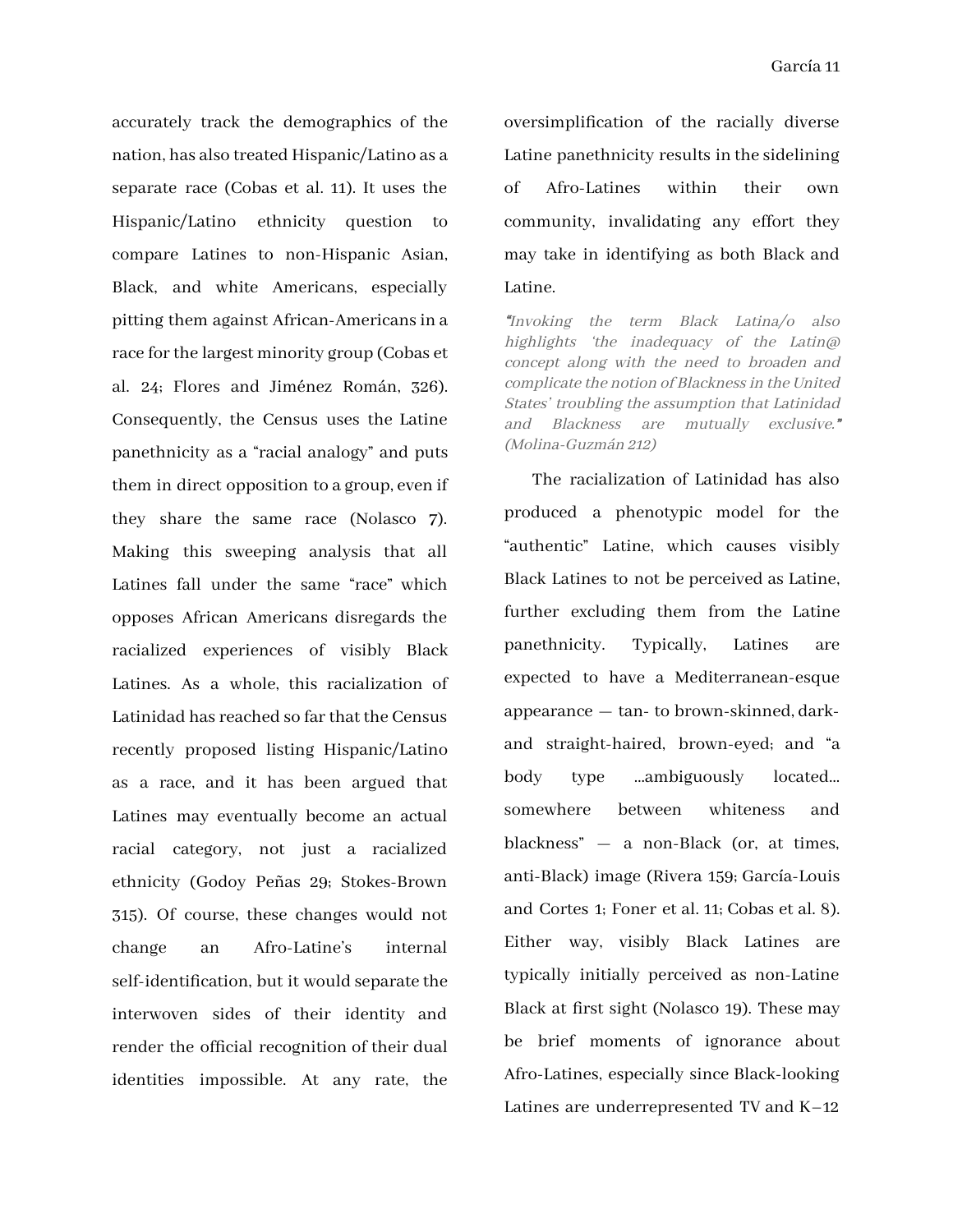accurately track the demographics of the nation, has also treated Hispanic/Latino as a separate race (Cobas et al. 11). It uses the Hispanic/Latino ethnicity question to compare Latines to non-Hispanic Asian, Black, and white Americans, especially pitting them against African-Americans in a race for the largest minority group (Cobas et al. 24; Flores and Jiménez Román, 326). Consequently, the Census uses the Latine panethnicity as a "racial analogy" and puts them in direct opposition to a group, even if they share the same race (Nolasco 7). Making this sweeping analysis that all Latines fall under the same "race" which opposes African Americans disregards the racialized experiences of visibly Black Latines. As a whole, this racialization of Latinidad has reached so far that the Census recently proposed listing Hispanic/Latino as a race, and it has been argued that Latines may eventually become an actual racial category, not just a racialized ethnicity (Godoy Peñas 29; Stokes-Brown 315). Of course, these changes would not change an Afro-Latine's internal self-identification, but it would separate the interwoven sides of their identity and render the official recognition of their dual identities impossible. At any rate, the oversimplification of the racially diverse Latine panethnicity results in the sidelining of Afro-Latines within their own community, invalidating any effort they may take in identifying as both Black and Latine.

> *"Invoking the term Black Latina/o also highlights 'the inadequacy of the Latin@ concept along with the need to broaden and complicate the notion of Blackness in the United States' troubling the assumption that Latinidad and Blackness are mutually exclusive." (Molina-Guzmán 212)*

The racialization of Latinidad has also produced a phenotypic model for the "authentic" Latine, which causes visibly Black Latines to not be perceived as Latine, further excluding them from the Latine panethnicity. Typically, Latines are expected to have a Mediterranean-esque appearance — tan- to brown-skinned, dark- and straight-haired, brown-eyed; and "a body type ...ambiguously located... somewhere between whiteness and blackness" — a non-Black (or, at times, anti-Black) image (Rivera 159; García-Louis and Cortes 1; Foner et al. 11; Cobas et al. 8). Either way, visibly Black Latines are typically initially perceived as non-Latine Black at first sight (Nolasco 19). These may be brief moments of ignorance about Afro-Latines, especially since Black-looking Latines are underrepresented TV and K–12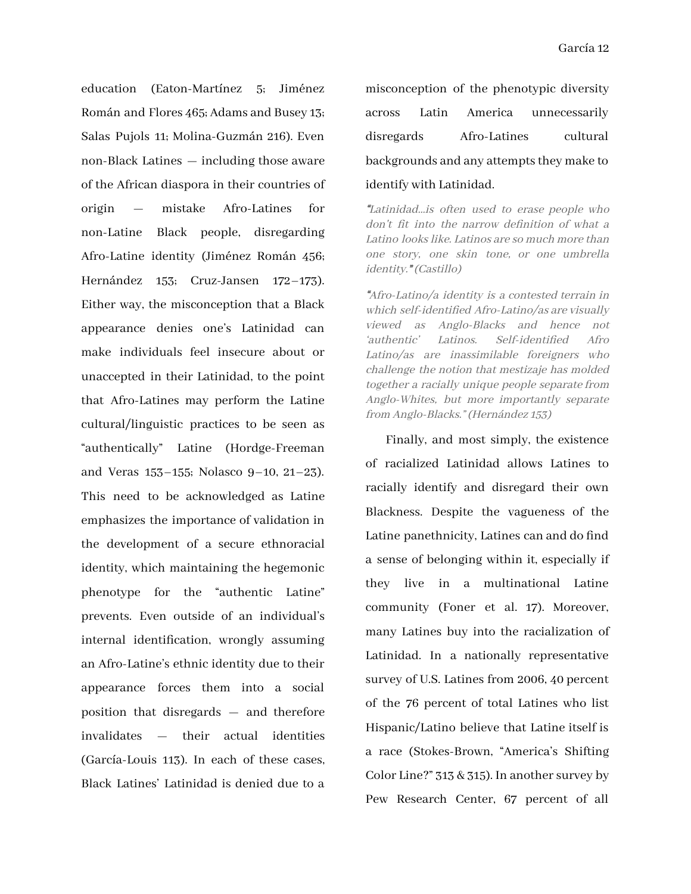education (Eaton-Martínez 5; Jiménez Román and Flores 465; Adams and Busey 13; Salas Pujols 11; Molina-Guzmán 216). Even non-Black Latines — including those aware of the African diaspora in their countries of origin — mistake Afro-Latines for non-Latine Black people, disregarding Afro-Latine identity (Jiménez Román 456; Hernández 153; Cruz-Jansen 172–173). Either way, the misconception that a Black appearance denies one's Latinidad can make individuals feel insecure about or unaccepted in their Latinidad, to the point that Afro-Latines may perform the Latine cultural/linguistic practices to be seen as "authentically" Latine (Hordge-Freeman and Veras 153–155; Nolasco 9–10, 21–23). This need to be acknowledged as Latine emphasizes the importance of validation in the development of a secure ethnoracial identity, which maintaining the hegemonic phenotype for the "authentic Latine" prevents. Even outside of an individual's internal identification, wrongly assuming an Afro-Latine's ethnic identity due to their appearance forces them into a social position that disregards — and therefore invalidates — their actual identities (García-Louis 113). In each of these cases, Black Latines' Latinidad is denied due to a misconception of the phenotypic diversity across Latin America unnecessarily disregards Afro-Latines cultural backgrounds and any attempts they make to identify with Latinidad.

> *"Latinidad…is often used to erase people who don't fit into the narrow definition of what a Latino looks like. Latinos are so much more than one story, one skin tone, or one umbrella identity." (Castillo)*

> *"Afro-Latino/a identity is a contested terrain in which self-identified Afro-Latino/as are visually viewed as Anglo-Blacks and hence not 'authentic' Latinos. Self-identified Afro Latino/as are inassimilable foreigners who challenge the notion that mestizaje has molded together a racially unique people separate from Anglo-Whites, but more importantly separate from Anglo-Blacks." (Hernández 153)*

Finally, and most simply, the existence of racialized Latinidad allows Latines to racially identify and disregard their own Blackness. Despite the vagueness of the Latine panethnicity, Latines can and do find a sense of belonging within it, especially if they live in a multinational Latine community (Foner et al. 17). Moreover, many Latines buy into the racialization of Latinidad. In a nationally representative survey of U.S. Latines from 2006, 40 percent of the 76 percent of total Latines who list Hispanic/Latino believe that Latine itself is a race (Stokes-Brown, "America's Shifting Color Line?" 313 & 315). In another survey by Pew Research Center, 67 percent of all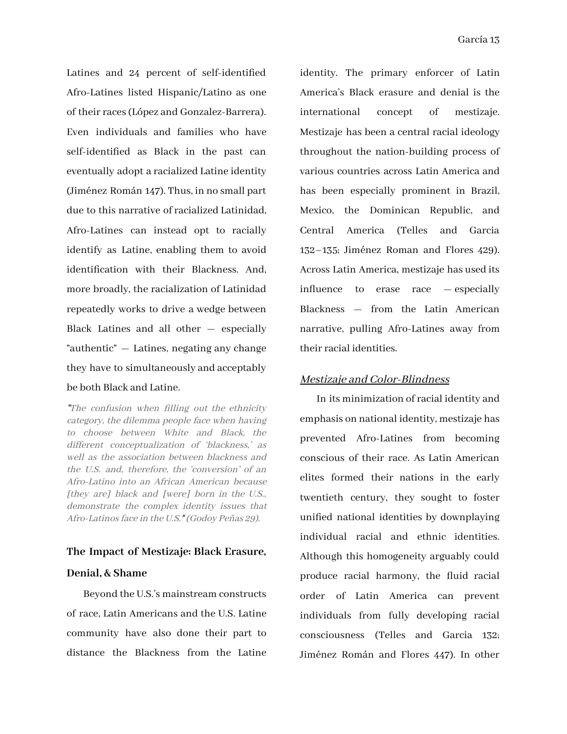Latines and 24 percent of self-identified Afro-Latines listed Hispanic/Latino as one of their races (López and Gonzalez-Barrera). Even individuals and families who have self-identified as Black in the past can eventually adopt a racialized Latine identity (Jiménez Román 147). Thus, in no small part due to this narrative of racialized Latinidad, Afro-Latines can instead opt to racially identify as Latine, enabling them to avoid identification with their Blackness. And, more broadly, the racialization of Latinidad repeatedly works to drive a wedge between Black Latines and all other — especially "authentic" — Latines, negating any change they have to simultaneously and acceptably be both Black and Latine.

> *"The confusion when filling out the ethnicity category, the dilemma people face when having to choose between White and Black, the different conceptualization of 'blackness,' as well as the association between blackness and the U.S. and, therefore, the 'conversion' of an Afro-Latino into an African American because [they are] black and [were] born in the U.S., demonstrate the complex identity issues that Afro-Latinos face in the U.S." (Godoy Peñas 29).*

## The Impact of Mestizaje: Black Erasure, Denial, & Shame

Beyond the U.S.'s mainstream constructs of race, Latin Americans and the U.S. Latine community have also done their part to distance the Blackness from the Latine identity. The primary enforcer of Latin America's Black erasure and denial is the international concept of mestizaje. Mestizaje has been a central racial ideology throughout the nation-building process of various countries across Latin America and has been especially prominent in Brazil, Mexico, the Dominican Republic, and Central America (Telles and Garcia 132–135; Jiménez Roman and Flores 429). Across Latin America, mestizaje has used its influence to erase race — especially Blackness — from the Latin American narrative, pulling Afro-Latines away from their racial identities.

### *Mestizaje and Color-Blindness*

In its minimization of racial identity and emphasis on national identity, mestizaje has prevented Afro-Latines from becoming conscious of their race. As Latin American elites formed their nations in the early twentieth century, they sought to foster unified national identities by downplaying individual racial and ethnic identities. Although this homogeneity arguably could produce racial harmony, the fluid racial order of Latin America can prevent individuals from fully developing racial consciousness (Telles and Garcia 132; Jiménez Román and Flores 447). In other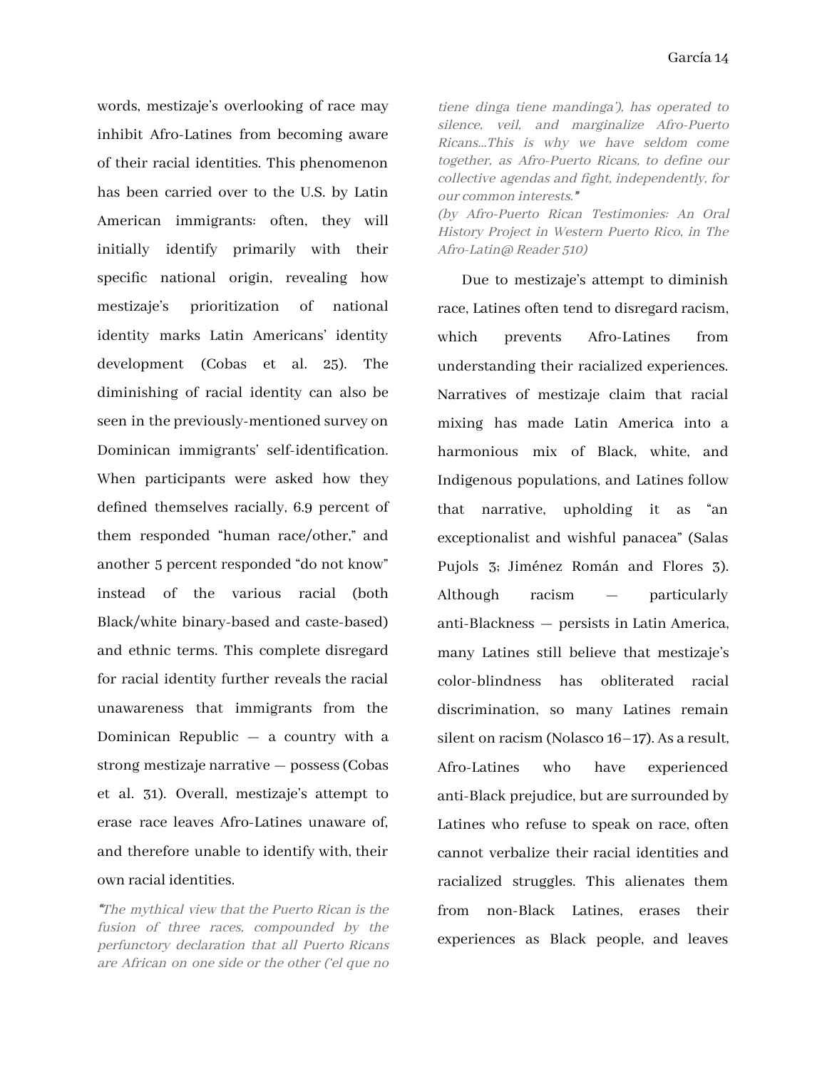words, mestizaje's overlooking of race may inhibit Afro-Latines from becoming aware of their racial identities. This phenomenon has been carried over to the U.S. by Latin American immigrants: often, they will initially identify primarily with their specific national origin, revealing how mestizaje's prioritization of national identity marks Latin Americans' identity development (Cobas et al. 25). The diminishing of racial identity can also be seen in the previously-mentioned survey on Dominican immigrants' self-identification. When participants were asked how they defined themselves racially, 6.9 percent of them responded "human race/other," and another 5 percent responded "do not know" instead of the various racial (both Black/white binary-based and caste-based) and ethnic terms. This complete disregard for racial identity further reveals the racial unawareness that immigrants from the Dominican Republic — a country with a strong mestizaje narrative — possess (Cobas et al. 31). Overall, mestizaje's attempt to erase race leaves Afro-Latines unaware of, and therefore unable to identify with, their own racial identities.

*"The mythical view that the Puerto Rican is the fusion of three races, compounded by the perfunctory declaration that all Puerto Ricans are African on one side or the other ('el que no tiene dinga tiene mandinga'), has operated to silence, veil, and marginalize Afro-Puerto Ricans...This is why we have seldom come together, as Afro-Puerto Ricans, to define our collective agendas and fight, independently, for our common interests."*
*(by Afro-Puerto Rican Testimonies: An Oral History Project in Western Puerto Rico, in The Afro-Latin@ Reader 510)*

Due to mestizaje's attempt to diminish race, Latines often tend to disregard racism, which prevents Afro-Latines from understanding their racialized experiences. Narratives of mestizaje claim that racial mixing has made Latin America into a harmonious mix of Black, white, and Indigenous populations, and Latines follow that narrative, upholding it as "an exceptionalist and wishful panacea" (Salas Pujols 3; Jiménez Román and Flores 3). Although racism — particularly anti-Blackness — persists in Latin America, many Latines still believe that mestizaje's color-blindness has obliterated racial discrimination, so many Latines remain silent on racism (Nolasco 16–17). As a result, Afro-Latines who have experienced anti-Black prejudice, but are surrounded by Latines who refuse to speak on race, often cannot verbalize their racial identities and racialized struggles. This alienates them from non-Black Latines, erases their experiences as Black people, and leaves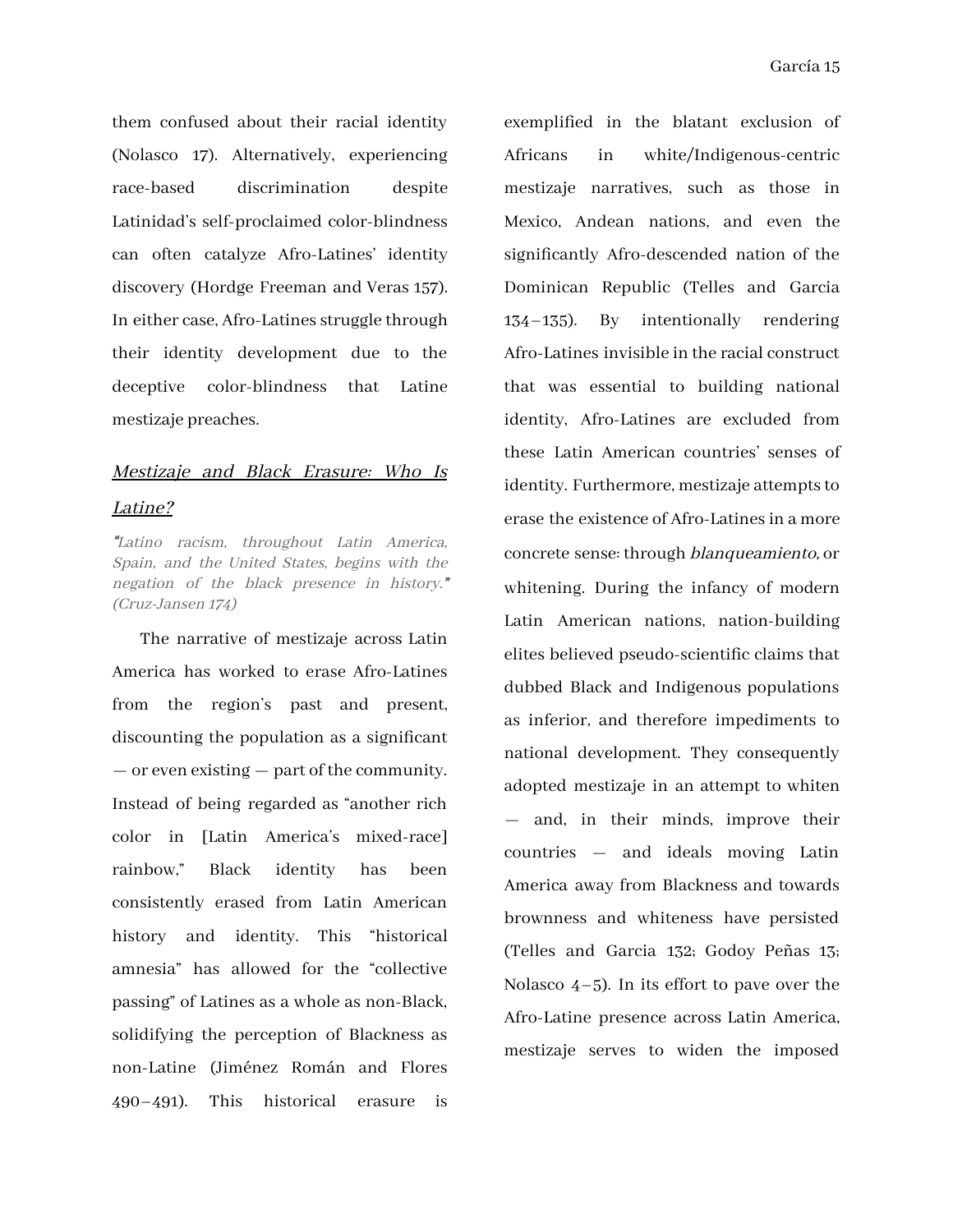them confused about their racial identity (Nolasco 17). Alternatively, experiencing race-based discrimination despite Latinidad's self-proclaimed color-blindness can often catalyze Afro-Latines' identity discovery (Hordge Freeman and Veras 157). In either case, Afro-Latines struggle through their identity development due to the deceptive color-blindness that Latine mestizaje preaches.

## *Mestizaje and Black Erasure: Who Is Latine?*

*"Latino racism, throughout Latin America, Spain, and the United States, begins with the negation of the black presence in history." (Cruz-Jansen 174)*

The narrative of mestizaje across Latin America has worked to erase Afro-Latines from the region's past and present, discounting the population as a significant — or even existing — part of the community. Instead of being regarded as "another rich color in [Latin America's mixed-race] rainbow," Black identity has been consistently erased from Latin American history and identity. This "historical amnesia" has allowed for the "collective passing" of Latines as a whole as non-Black, solidifying the perception of Blackness as non-Latine (Jiménez Román and Flores 490–491). This historical erasure is exemplified in the blatant exclusion of Africans in white/Indigenous-centric mestizaje narratives, such as those in Mexico, Andean nations, and even the significantly Afro-descended nation of the Dominican Republic (Telles and Garcia 134–135). By intentionally rendering Afro-Latines invisible in the racial construct that was essential to building national identity, Afro-Latines are excluded from these Latin American countries' senses of identity. Furthermore, mestizaje attempts to erase the existence of Afro-Latines in a more concrete sense: through *blanqueamiento,* or whitening. During the infancy of modern Latin American nations, nation-building elites believed pseudo-scientific claims that dubbed Black and Indigenous populations as inferior, and therefore impediments to national development. They consequently adopted mestizaje in an attempt to whiten — and, in their minds, improve their countries — and ideals moving Latin America away from Blackness and towards brownness and whiteness have persisted (Telles and Garcia 132; Godoy Peñas 13; Nolasco 4–5). In its effort to pave over the Afro-Latine presence across Latin America, mestizaje serves to widen the imposed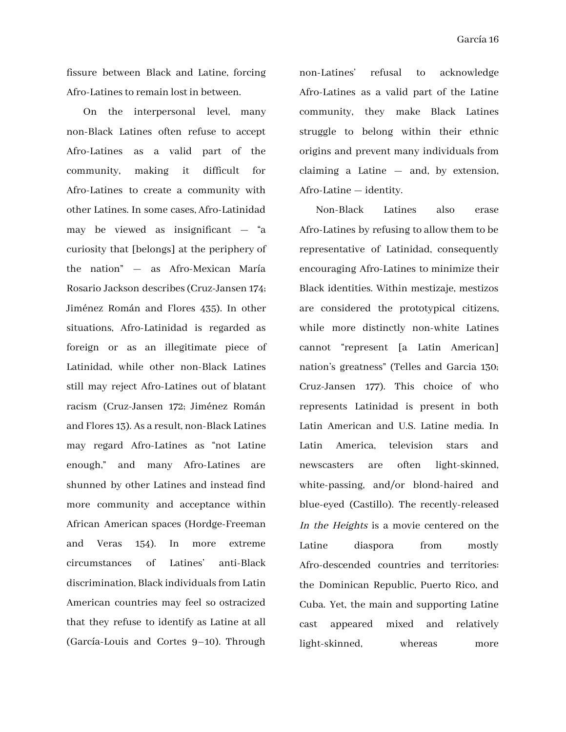fissure between Black and Latine, forcing Afro-Latines to remain lost in between.

On the interpersonal level, many non-Black Latines often refuse to accept Afro-Latines as a valid part of the community, making it difficult for Afro-Latines to create a community with other Latines. In some cases, Afro-Latinidad may be viewed as insignificant — "a curiosity that [belongs] at the periphery of the nation" — as Afro-Mexican María Rosario Jackson describes (Cruz-Jansen 174; Jiménez Román and Flores 435). In other situations, Afro-Latinidad is regarded as foreign or as an illegitimate piece of Latinidad, while other non-Black Latines still may reject Afro-Latines out of blatant racism (Cruz-Jansen 172; Jiménez Román and Flores 13). As a result, non-Black Latines may regard Afro-Latines as "not Latine enough," and many Afro-Latines are shunned by other Latines and instead find more community and acceptance within African American spaces (Hordge-Freeman and Veras 154). In more extreme circumstances of Latines' anti-Black discrimination, Black individuals from Latin American countries may feel so ostracized that they refuse to identify as Latine at all (García-Louis and Cortes 9–10). Through non-Latines' refusal to acknowledge Afro-Latines as a valid part of the Latine community, they make Black Latines struggle to belong within their ethnic origins and prevent many individuals from claiming a Latine — and, by extension, Afro-Latine — identity.

Non-Black Latines also erase Afro-Latines by refusing to allow them to be representative of Latinidad, consequently encouraging Afro-Latines to minimize their Black identities. Within mestizaje, mestizos are considered the prototypical citizens, while more distinctly non-white Latines cannot "represent [a Latin American] nation's greatness" (Telles and Garcia 130; Cruz-Jansen 177). This choice of who represents Latinidad is present in both Latin American and U.S. Latine media. In Latin America, television stars and newscasters are often light-skinned, white-passing, and/or blond-haired and blue-eyed (Castillo). The recently-released *In the Heights* is a movie centered on the Latine diaspora from mostly Afro-descended countries and territories: the Dominican Republic, Puerto Rico, and Cuba. Yet, the main and supporting Latine cast appeared mixed and relatively light-skinned, whereas more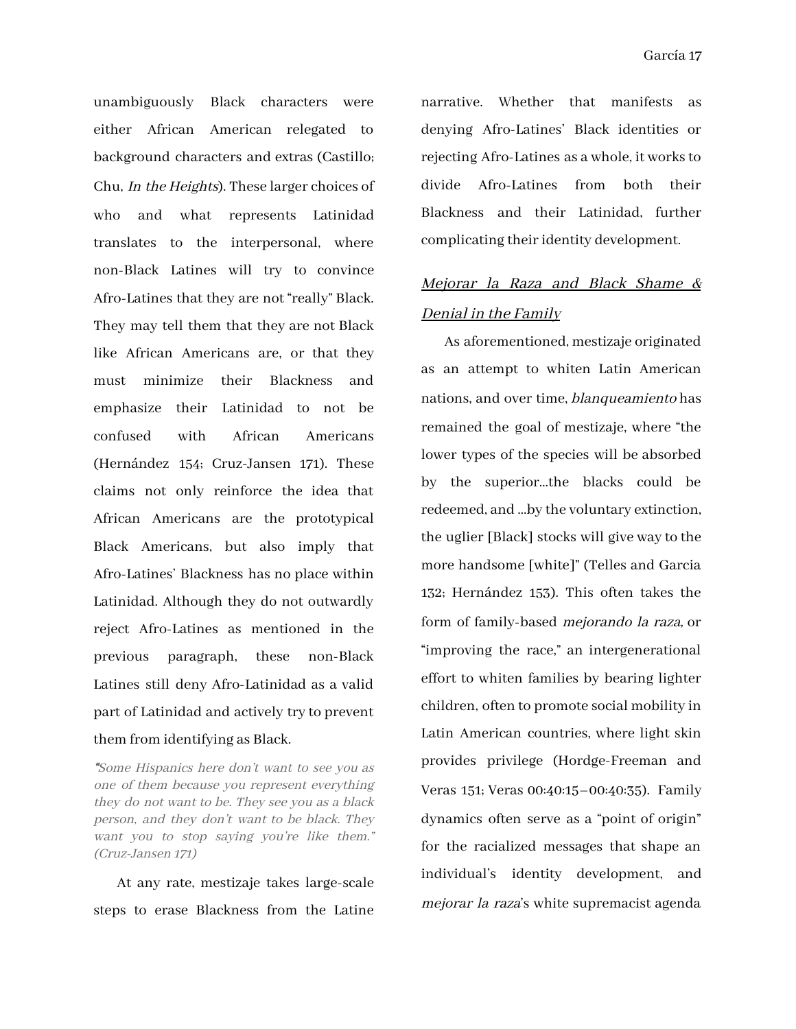unambiguously Black characters were either African American relegated to background characters and extras (Castillo; Chu, *In the Heights*). These larger choices of who and what represents Latinidad translates to the interpersonal, where non-Black Latines will try to convince Afro-Latines that they are not "really" Black. They may tell them that they are not Black like African Americans are, or that they must minimize their Blackness and emphasize their Latinidad to not be confused with African Americans (Hernández 154; Cruz-Jansen 171). These claims not only reinforce the idea that African Americans are the prototypical Black Americans, but also imply that Afro-Latines' Blackness has no place within Latinidad. Although they do not outwardly reject Afro-Latines as mentioned in the previous paragraph, these non-Black Latines still deny Afro-Latinidad as a valid part of Latinidad and actively try to prevent them from identifying as Black.

> *"Some Hispanics here don't want to see you as one of them because you represent everything they do not want to be. They see you as a black person, and they don't want to be black. They want you to stop saying you're like them." (Cruz-Jansen 171)*

At any rate, mestizaje takes large-scale steps to erase Blackness from the Latine narrative. Whether that manifests as denying Afro-Latines' Black identities or rejecting Afro-Latines as a whole, it works to divide Afro-Latines from both their Blackness and their Latinidad, further complicating their identity development.

## *Mejorar la Raza and Black Shame & Denial in the Family*

As aforementioned, mestizaje originated as an attempt to whiten Latin American nations, and over time, *blanqueamiento* has remained the goal of mestizaje, where "the lower types of the species will be absorbed by the superior…the blacks could be redeemed, and …by the voluntary extinction, the uglier [Black] stocks will give way to the more handsome [white]" (Telles and Garcia 132; Hernández 153). This often takes the form of family-based *mejorando la raza,* or "improving the race," an intergenerational effort to whiten families by bearing lighter children, often to promote social mobility in Latin American countries, where light skin provides privilege (Hordge-Freeman and Veras 151; Veras 00:40:15–00:40:35). Family dynamics often serve as a "point of origin" for the racialized messages that shape an individual's identity development, and *mejorar la raza*'s white supremacist agenda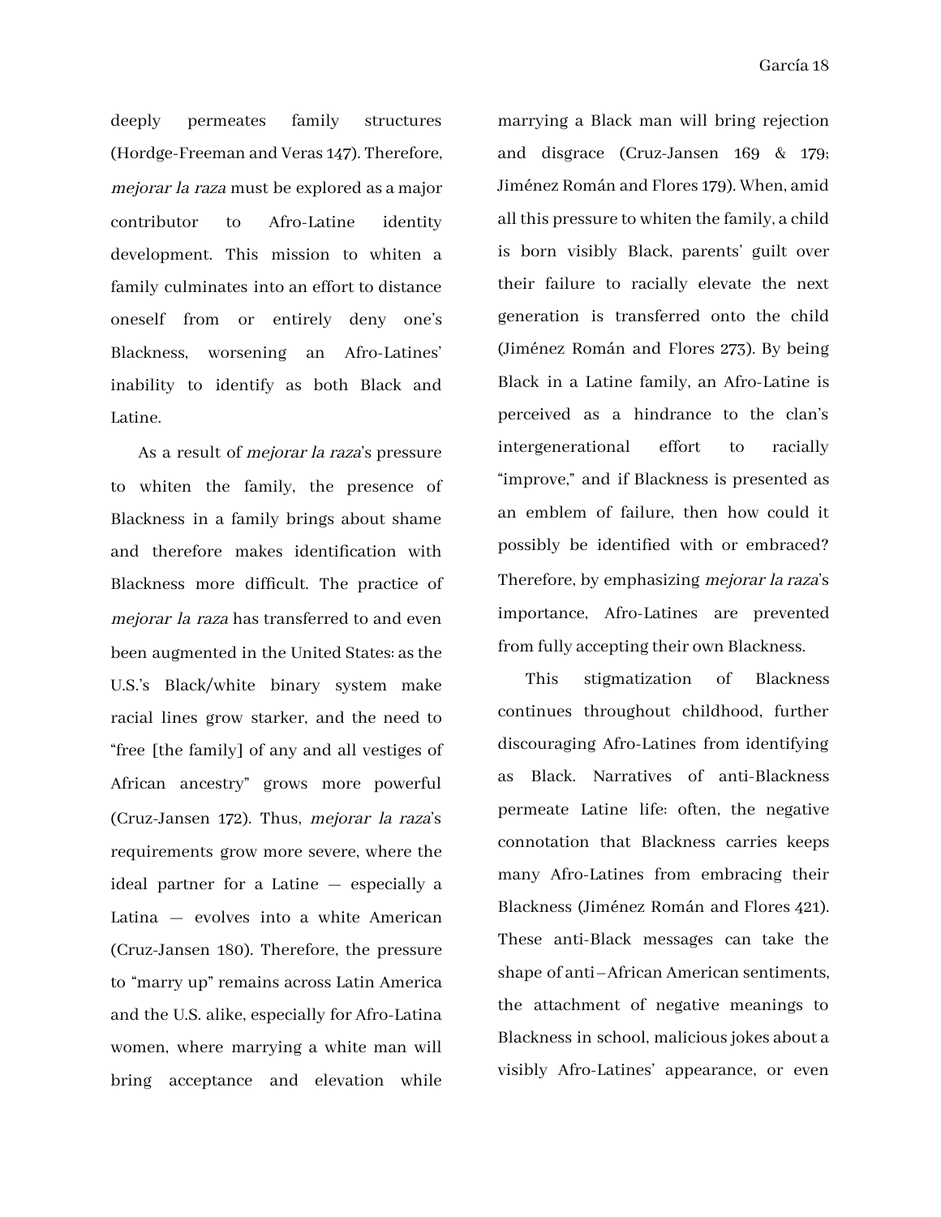deeply permeates family structures (Hordge-Freeman and Veras 147). Therefore, *mejorar la raza* must be explored as a major contributor to Afro-Latine identity development. This mission to whiten a family culminates into an effort to distance oneself from or entirely deny one's Blackness, worsening an Afro-Latines' inability to identify as both Black and Latine.

As a result of *mejorar la raza*'s pressure to whiten the family, the presence of Blackness in a family brings about shame and therefore makes identification with Blackness more difficult. The practice of *mejorar la raza* has transferred to and even been augmented in the United States: as the U.S.'s Black/white binary system make racial lines grow starker, and the need to "free [the family] of any and all vestiges of African ancestry" grows more powerful (Cruz-Jansen 172). Thus, *mejorar la raza*'s requirements grow more severe, where the ideal partner for a Latine — especially a Latina — evolves into a white American (Cruz-Jansen 180). Therefore, the pressure to "marry up" remains across Latin America and the U.S. alike, especially for Afro-Latina women, where marrying a white man will bring acceptance and elevation while marrying a Black man will bring rejection and disgrace (Cruz-Jansen 169 & 179; Jiménez Román and Flores 179). When, amid all this pressure to whiten the family, a child is born visibly Black, parents' guilt over their failure to racially elevate the next generation is transferred onto the child (Jiménez Román and Flores 273). By being Black in a Latine family, an Afro-Latine is perceived as a hindrance to the clan's intergenerational effort to racially "improve," and if Blackness is presented as an emblem of failure, then how could it possibly be identified with or embraced? Therefore, by emphasizing *mejorar la raza*'s importance, Afro-Latines are prevented from fully accepting their own Blackness.

This stigmatization of Blackness continues throughout childhood, further discouraging Afro-Latines from identifying as Black. Narratives of anti-Blackness permeate Latine life: often, the negative connotation that Blackness carries keeps many Afro-Latines from embracing their Blackness (Jiménez Román and Flores 421). These anti-Black messages can take the shape of anti–African American sentiments, the attachment of negative meanings to Blackness in school, malicious jokes about a visibly Afro-Latines' appearance, or even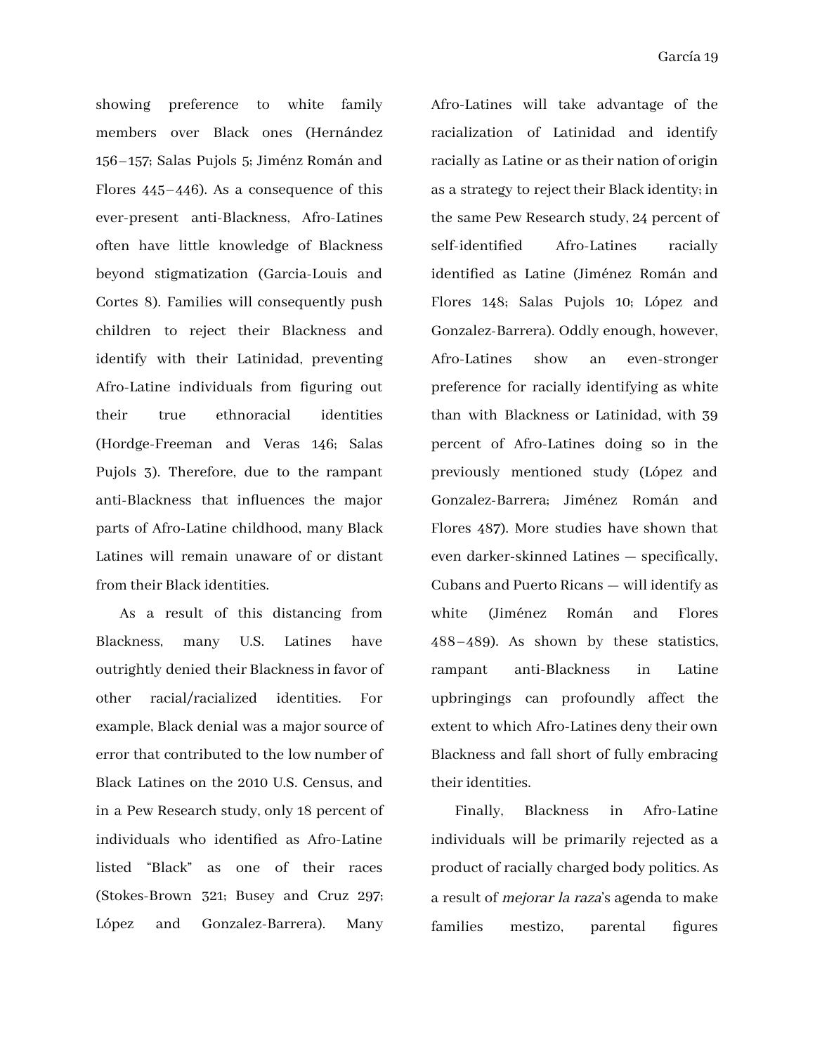showing preference to white family members over Black ones (Hernández 156–157; Salas Pujols 5; Jiménz Román and Flores 445–446). As a consequence of this ever-present anti-Blackness, Afro-Latines often have little knowledge of Blackness beyond stigmatization (Garcia-Louis and Cortes 8). Families will consequently push children to reject their Blackness and identify with their Latinidad, preventing Afro-Latine individuals from figuring out their true ethnoracial identities (Hordge-Freeman and Veras 146; Salas Pujols 3). Therefore, due to the rampant anti-Blackness that influences the major parts of Afro-Latine childhood, many Black Latines will remain unaware of or distant from their Black identities.

As a result of this distancing from Blackness, many U.S. Latines have outrightly denied their Blackness in favor of other racial/racialized identities. For example, Black denial was a major source of error that contributed to the low number of Black Latines on the 2010 U.S. Census, and in a Pew Research study, only 18 percent of individuals who identified as Afro-Latine listed "Black" as one of their races (Stokes-Brown 321; Busey and Cruz 297; López and Gonzalez-Barrera). Many Afro-Latines will take advantage of the racialization of Latinidad and identify racially as Latine or as their nation of origin as a strategy to reject their Black identity; in the same Pew Research study, 24 percent of self-identified Afro-Latines racially identified as Latine (Jiménez Román and Flores 148; Salas Pujols 10; López and Gonzalez-Barrera). Oddly enough, however, Afro-Latines show an even-stronger preference for racially identifying as white than with Blackness or Latinidad, with 39 percent of Afro-Latines doing so in the previously mentioned study (López and Gonzalez-Barrera; Jiménez Román and Flores 487). More studies have shown that even darker-skinned Latines — specifically, Cubans and Puerto Ricans — will identify as white (Jiménez Román and Flores 488–489). As shown by these statistics, rampant anti-Blackness in Latine upbringings can profoundly affect the extent to which Afro-Latines deny their own Blackness and fall short of fully embracing their identities.

Finally, Blackness in Afro-Latine individuals will be primarily rejected as a product of racially charged body politics. As a result of *mejorar la raza*'s agenda to make families mestizo, parental figures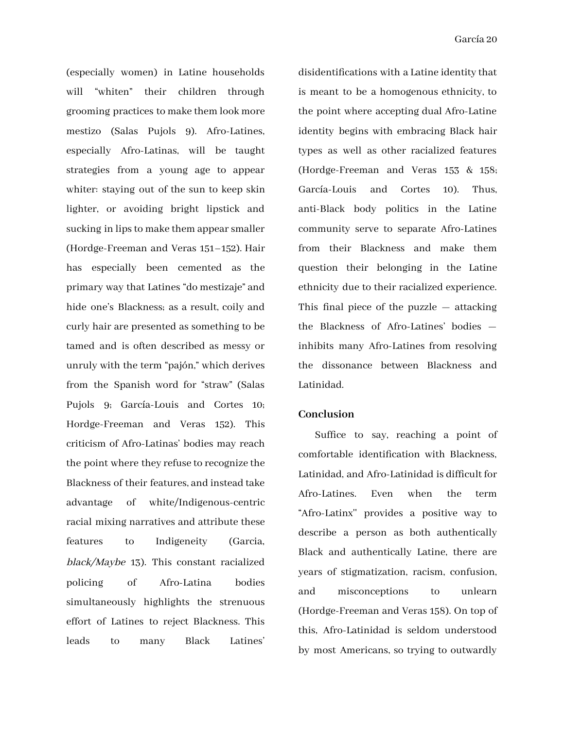(especially women) in Latine households will "whiten" their children through grooming practices to make them look more mestizo (Salas Pujols 9). Afro-Latines, especially Afro-Latinas, will be taught strategies from a young age to appear whiter: staying out of the sun to keep skin lighter, or avoiding bright lipstick and sucking in lips to make them appear smaller (Hordge-Freeman and Veras 151–152). Hair has especially been cemented as the primary way that Latines "do mestizaje" and hide one's Blackness; as a result, coily and curly hair are presented as something to be tamed and is often described as messy or unruly with the term "pajón," which derives from the Spanish word for "straw" (Salas Pujols 9; García-Louis and Cortes 10; Hordge-Freeman and Veras 152). This criticism of Afro-Latinas' bodies may reach the point where they refuse to recognize the Blackness of their features, and instead take advantage of white/Indigenous-centric racial mixing narratives and attribute these features to Indigeneity (Garcia, *black/Maybe* 13). This constant racialized policing of Afro-Latina bodies simultaneously highlights the strenuous effort of Latines to reject Blackness. This leads to many Black Latines' disidentifications with a Latine identity that is meant to be a homogenous ethnicity, to the point where accepting dual Afro-Latine identity begins with embracing Black hair types as well as other racialized features (Hordge-Freeman and Veras 153 & 158; García-Louis and Cortes 10). Thus, anti-Black body politics in the Latine community serve to separate Afro-Latines from their Blackness and make them question their belonging in the Latine ethnicity due to their racialized experience. This final piece of the puzzle — attacking the Blackness of Afro-Latines' bodies — inhibits many Afro-Latines from resolving the dissonance between Blackness and Latinidad.

## Conclusion

Suffice to say, reaching a point of comfortable identification with Blackness, Latinidad, and Afro-Latinidad is difficult for Afro-Latines. Even when the term "Afro-Latinx" provides a positive way to describe a person as both authentically Black and authentically Latine, there are years of stigmatization, racism, confusion, and misconceptions to unlearn (Hordge-Freeman and Veras 158). On top of this, Afro-Latinidad is seldom understood by most Americans, so trying to outwardly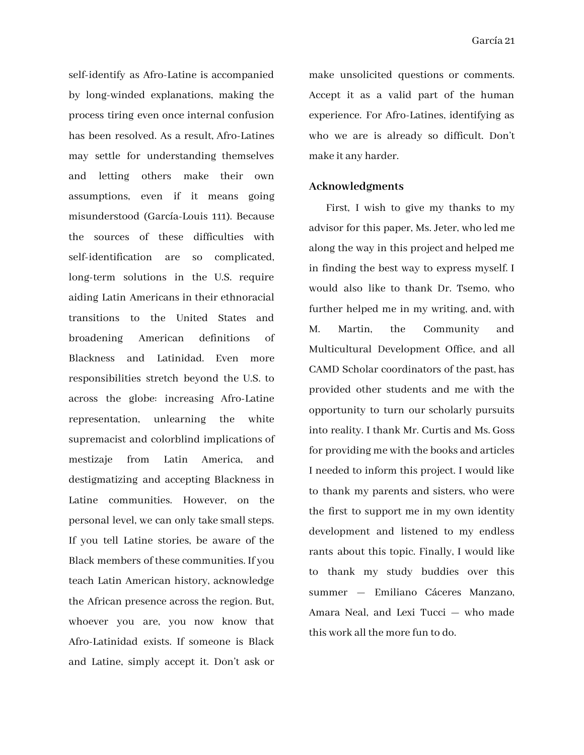self-identify as Afro-Latine is accompanied by long-winded explanations, making the process tiring even once internal confusion has been resolved. As a result, Afro-Latines may settle for understanding themselves and letting others make their own assumptions, even if it means going misunderstood (García-Louis 111). Because the sources of these difficulties with self-identification are so complicated, long-term solutions in the U.S. require aiding Latin Americans in their ethnoracial transitions to the United States and broadening American definitions of Blackness and Latinidad. Even more responsibilities stretch beyond the U.S. to across the globe: increasing Afro-Latine representation, unlearning the white supremacist and colorblind implications of mestizaje from Latin America, and destigmatizing and accepting Blackness in Latine communities. However, on the personal level, we can only take small steps. If you tell Latine stories, be aware of the Black members of these communities. If you teach Latin American history, acknowledge the African presence across the region. But, whoever you are, you now know that Afro-Latinidad exists. If someone is Black and Latine, simply accept it. Don't ask or make unsolicited questions or comments. Accept it as a valid part of the human experience. For Afro-Latines, identifying as who we are is already so difficult. Don't make it any harder.

## Acknowledgments

First, I wish to give my thanks to my advisor for this paper, Ms. Jeter, who led me along the way in this project and helped me in finding the best way to express myself. I would also like to thank Dr. Tsemo, who further helped me in my writing, and, with M. Martin, the Community and Multicultural Development Office, and all CAMD Scholar coordinators of the past, has provided other students and me with the opportunity to turn our scholarly pursuits into reality. I thank Mr. Curtis and Ms. Goss for providing me with the books and articles I needed to inform this project. I would like to thank my parents and sisters, who were the first to support me in my own identity development and listened to my endless rants about this topic. Finally, I would like to thank my study buddies over this summer — Emiliano Cáceres Manzano, Amara Neal, and Lexi Tucci — who made this work all the more fun to do.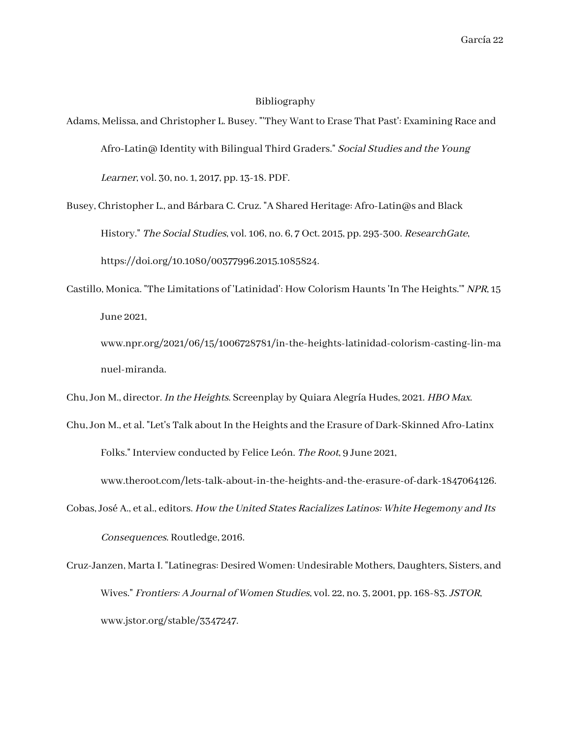# Bibliography

Adams, Melissa, and Christopher L. Busey. "'They Want to Erase That Past': Examining Race and Afro-Latin@ Identity with Bilingual Third Graders." *Social Studies and the Young Learner*, vol. 30, no. 1, 2017, pp. 13-18. PDF.

Busey, Christopher L., and Bárbara C. Cruz. "A Shared Heritage: Afro-Latin@s and Black History." *The Social Studies*, vol. 106, no. 6, 7 Oct. 2015, pp. 293-300. *ResearchGate*, https://doi.org/10.1080/00377996.2015.1085824.

Castillo, Monica. "The Limitations of 'Latinidad': How Colorism Haunts 'In The Heights.'" *NPR*, 15 June 2021, www.npr.org/2021/06/15/1006728781/in-the-heights-latinidad-colorism-casting-lin-manuel-miranda.

Chu, Jon M., director. *In the Heights*. Screenplay by Quiara Alegría Hudes, 2021. *HBO Max*.

Chu, Jon M., et al. "Let's Talk about In the Heights and the Erasure of Dark-Skinned Afro-Latinx Folks." Interview conducted by Felice León. *The Root*, 9 June 2021, www.theroot.com/lets-talk-about-in-the-heights-and-the-erasure-of-dark-1847064126.

Cobas, José A., et al., editors. *How the United States Racializes Latinos: White Hegemony and Its Consequences*. Routledge, 2016.

Cruz-Janzen, Marta I. "Latinegras: Desired Women: Undesirable Mothers, Daughters, Sisters, and Wives." *Frontiers: A Journal of Women Studies*, vol. 22, no. 3, 2001, pp. 168-83. *JSTOR*, www.jstor.org/stable/3347247.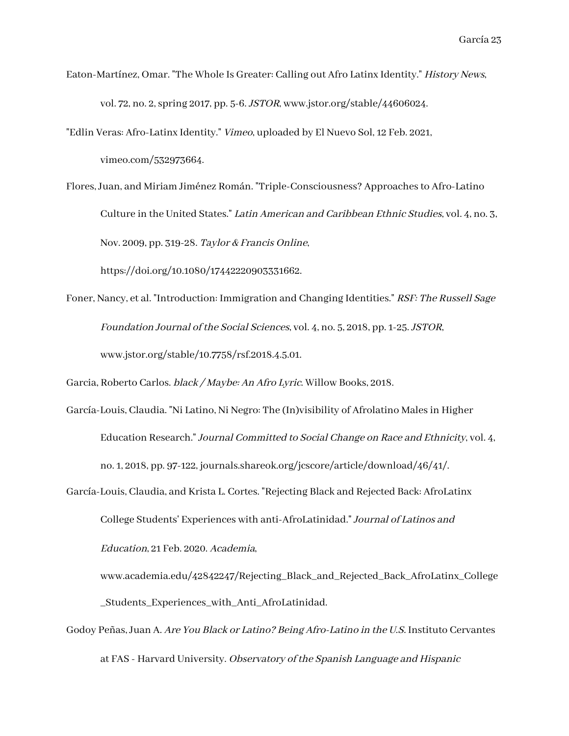Eaton-Martínez, Omar. "The Whole Is Greater: Calling out Afro Latinx Identity." *History News*, vol. 72, no. 2, spring 2017, pp. 5-6. *JSTOR*, www.jstor.org/stable/44606024.

"Edlin Veras: Afro-Latinx Identity." *Vimeo*, uploaded by El Nuevo Sol, 12 Feb. 2021, vimeo.com/532973664.

Flores, Juan, and Miriam Jiménez Román. "Triple-Consciousness? Approaches to Afro-Latino Culture in the United States." *Latin American and Caribbean Ethnic Studies*, vol. 4, no. 3, Nov. 2009, pp. 319-28. *Taylor & Francis Online*, https://doi.org/10.1080/17442220903331662.

Foner, Nancy, et al. "Introduction: Immigration and Changing Identities." *RSF: The Russell Sage Foundation Journal of the Social Sciences*, vol. 4, no. 5, 2018, pp. 1-25. *JSTOR*, www.jstor.org/stable/10.7758/rsf.2018.4.5.01.

Garcia, Roberto Carlos. *black / Maybe: An Afro Lyric*. Willow Books, 2018.

García-Louis, Claudia. "Ni Latino, Ni Negro: The (In)visibility of Afrolatino Males in Higher Education Research." *Journal Committed to Social Change on Race and Ethnicity*, vol. 4, no. 1, 2018, pp. 97-122, journals.shareok.org/jcscore/article/download/46/41/.

García-Louis, Claudia, and Krista L. Cortes. "Rejecting Black and Rejected Back: AfroLatinx College Students' Experiences with anti-AfroLatinidad." *Journal of Latinos and Education*, 21 Feb. 2020. *Academia*, www.academia.edu/42842247/Rejecting_Black_and_Rejected_Back_AfroLatinx_College_Students_Experiences_with_Anti_AfroLatinidad.

Godoy Peñas, Juan A. *Are You Black or Latino? Being Afro-Latino in the U.S.* Instituto Cervantes at FAS - Harvard University. *Observatory of the Spanish Language and Hispanic*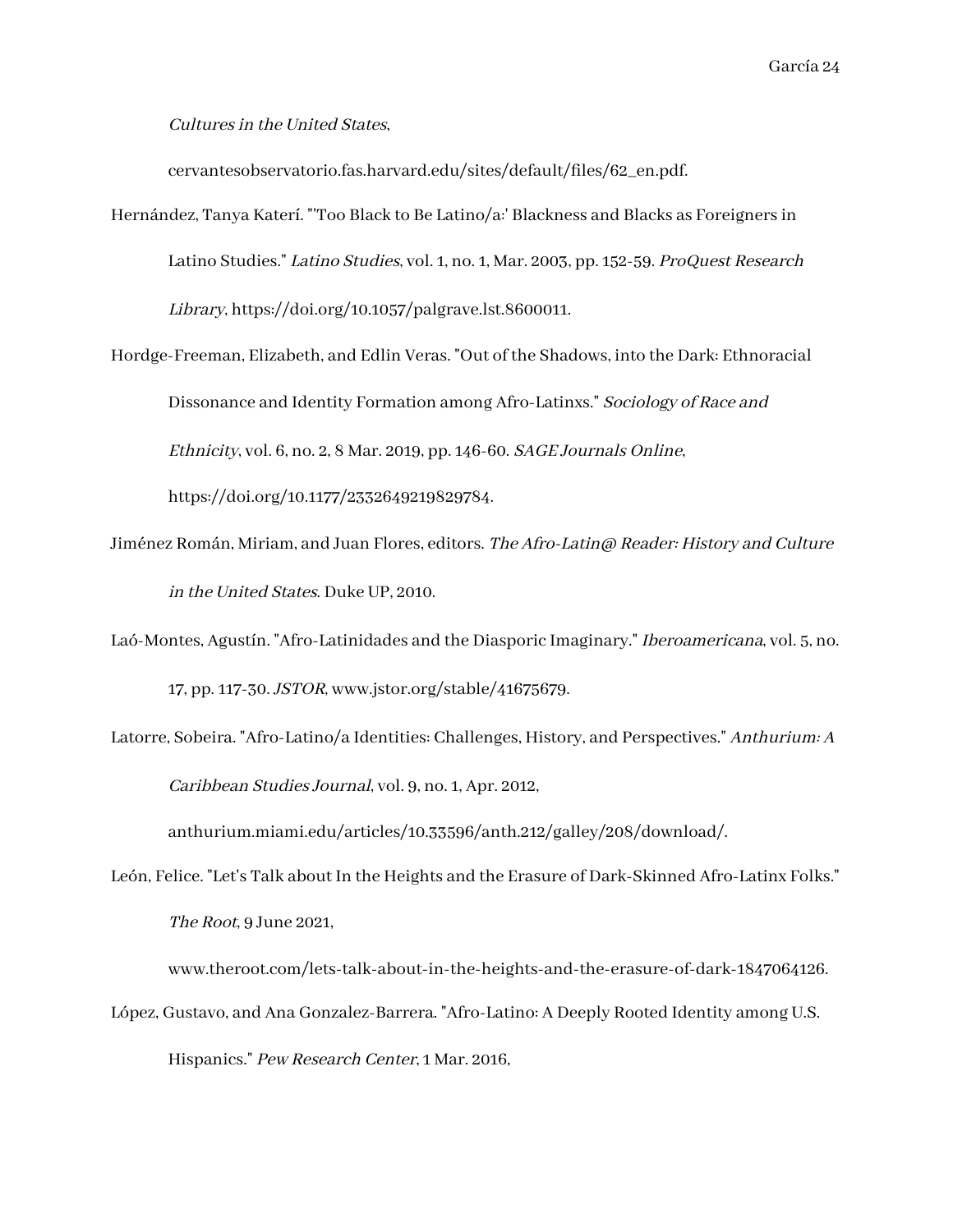*Cultures in the United States*, cervantesobservatorio.fas.harvard.edu/sites/default/files/62_en.pdf.

Hernández, Tanya Katerí. "'Too Black to Be Latino/a:' Blackness and Blacks as Foreigners in Latino Studies." *Latino Studies*, vol. 1, no. 1, Mar. 2003, pp. 152-59. *ProQuest Research Library*, https://doi.org/10.1057/palgrave.lst.8600011.

Hordge-Freeman, Elizabeth, and Edlin Veras. "Out of the Shadows, into the Dark: Ethnoracial Dissonance and Identity Formation among Afro-Latinxs." *Sociology of Race and Ethnicity*, vol. 6, no. 2, 8 Mar. 2019, pp. 146-60. *SAGE Journals Online*, https://doi.org/10.1177/2332649219829784.

Jiménez Román, Miriam, and Juan Flores, editors. *The Afro-Latin@ Reader: History and Culture in the United States*. Duke UP, 2010.

Laó-Montes, Agustín. "Afro-Latinidades and the Diasporic Imaginary." *Iberoamericana*, vol. 5, no. 17, pp. 117-30. *JSTOR*, www.jstor.org/stable/41675679.

Latorre, Sobeira. "Afro-Latino/a Identities: Challenges, History, and Perspectives." *Anthurium: A Caribbean Studies Journal*, vol. 9, no. 1, Apr. 2012, anthurium.miami.edu/articles/10.33596/anth.212/galley/208/download/.

León, Felice. "Let's Talk about In the Heights and the Erasure of Dark-Skinned Afro-Latinx Folks." *The Root*, 9 June 2021, www.theroot.com/lets-talk-about-in-the-heights-and-the-erasure-of-dark-1847064126.

López, Gustavo, and Ana Gonzalez-Barrera. "Afro-Latino: A Deeply Rooted Identity among U.S. Hispanics." *Pew Research Center*, 1 Mar. 2016,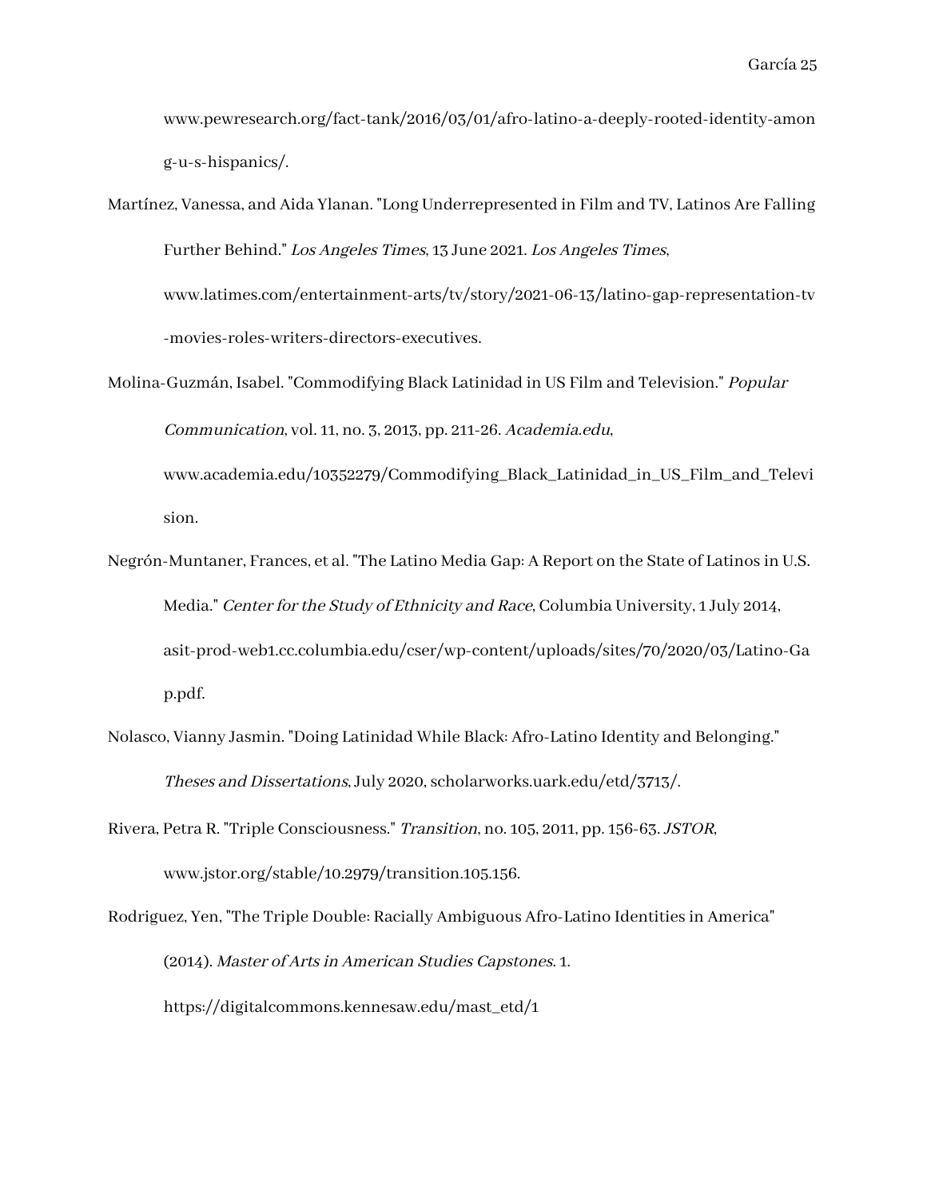www.pewresearch.org/fact-tank/2016/03/01/afro-latino-a-deeply-rooted-identity-among-u-s-hispanics/.

Martínez, Vanessa, and Aida Ylanan. "Long Underrepresented in Film and TV, Latinos Are Falling Further Behind." *Los Angeles Times*, 13 June 2021. *Los Angeles Times*, www.latimes.com/entertainment-arts/tv/story/2021-06-13/latino-gap-representation-tv-movies-roles-writers-directors-executives.

Molina-Guzmán, Isabel. "Commodifying Black Latinidad in US Film and Television." *Popular Communication*, vol. 11, no. 3, 2013, pp. 211-26. *Academia.edu*, www.academia.edu/10352279/Commodifying_Black_Latinidad_in_US_Film_and_Television.

Negrón-Muntaner, Frances, et al. "The Latino Media Gap: A Report on the State of Latinos in U.S. Media." *Center for the Study of Ethnicity and Race*, Columbia University, 1 July 2014, asit-prod-web1.cc.columbia.edu/cser/wp-content/uploads/sites/70/2020/03/Latino-Gap.pdf.

Nolasco, Vianny Jasmin. "Doing Latinidad While Black: Afro-Latino Identity and Belonging." *Theses and Dissertations*, July 2020, scholarworks.uark.edu/etd/3713/.

Rivera, Petra R. "Triple Consciousness." *Transition*, no. 105, 2011, pp. 156-63. *JSTOR*, www.jstor.org/stable/10.2979/transition.105.156.

Rodriguez, Yen, "The Triple Double: Racially Ambiguous Afro-Latino Identities in America" (2014). *Master of Arts in American Studies Capstones*. 1. https://digitalcommons.kennesaw.edu/mast_etd/1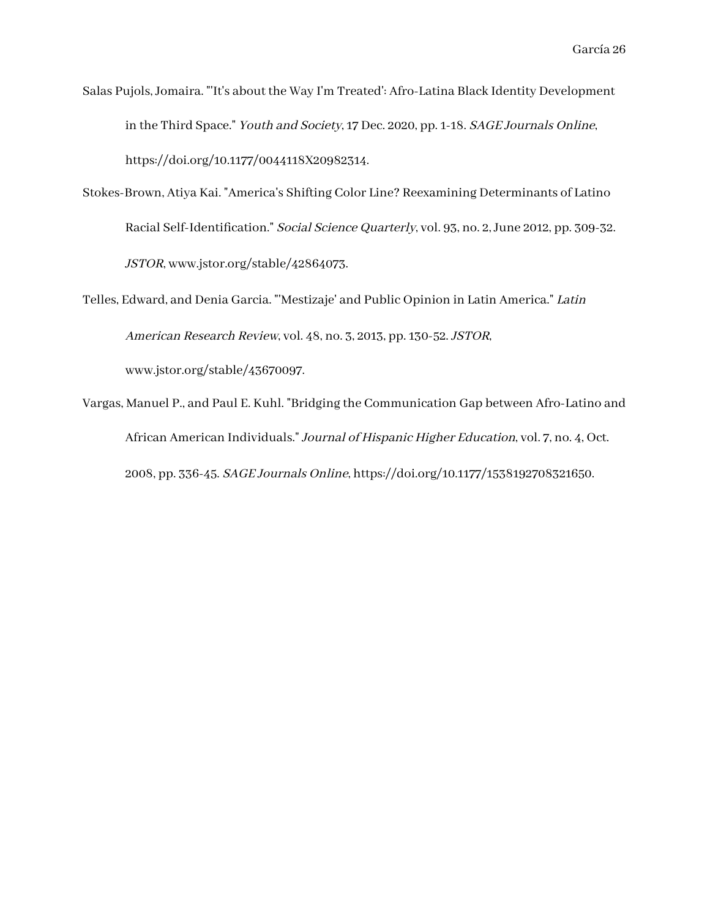Salas Pujols, Jomaira. "'It's about the Way I'm Treated': Afro-Latina Black Identity Development in the Third Space." *Youth and Society*, 17 Dec. 2020, pp. 1-18. *SAGE Journals Online*, https://doi.org/10.1177/0044118X20982314.

Stokes-Brown, Atiya Kai. "America's Shifting Color Line? Reexamining Determinants of Latino Racial Self-Identification." *Social Science Quarterly*, vol. 93, no. 2, June 2012, pp. 309-32. *JSTOR*, www.jstor.org/stable/42864073.

Telles, Edward, and Denia Garcia. "'Mestizaje' and Public Opinion in Latin America." *Latin American Research Review*, vol. 48, no. 3, 2013, pp. 130-52. *JSTOR*, www.jstor.org/stable/43670097.

Vargas, Manuel P., and Paul E. Kuhl. "Bridging the Communication Gap between Afro-Latino and African American Individuals." *Journal of Hispanic Higher Education*, vol. 7, no. 4, Oct. 2008, pp. 336-45. *SAGE Journals Online*, https://doi.org/10.1177/1538192708321650.